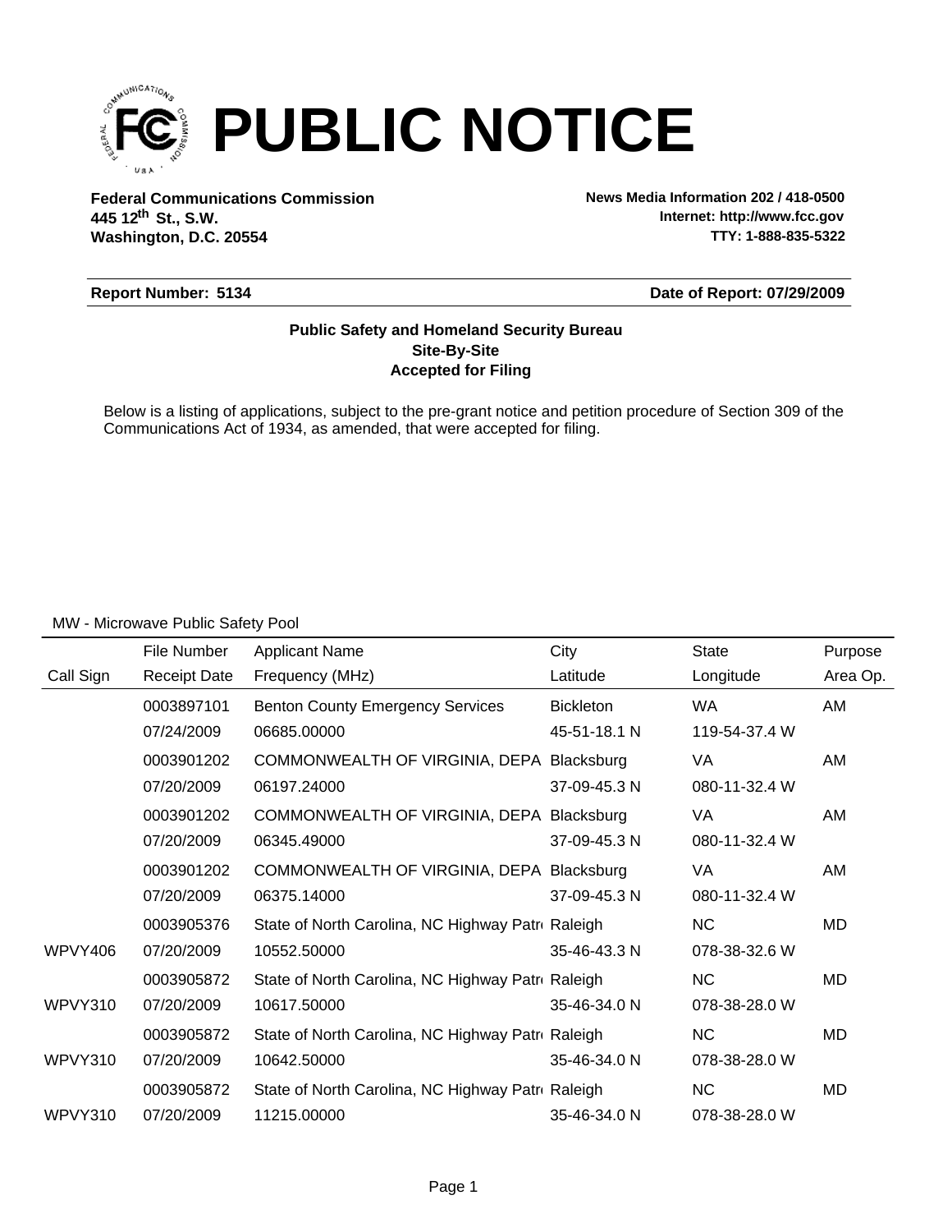# PUBLIC NOTICE

**Federal Communications Commission**
**445 12th St., S.W.**
**Washington, D.C. 20554**

**News Media Information 202 / 418-0500**
**Internet: http://www.fcc.gov**
**TTY: 1-888-835-5322**

**Report Number: 5134**

**Date of Report: 07/29/2009**

**Public Safety and Homeland Security Bureau**
**Site-By-Site**
**Accepted for Filing**

Below is a listing of applications, subject to the pre-grant notice and petition procedure of Section 309 of the Communications Act of 1934, as amended, that were accepted for filing.

MW - Microwave Public Safety Pool

| Call Sign | File Number / Receipt Date | Applicant Name / Frequency (MHz) | City / Latitude | State / Longitude | Purpose / Area Op. |
|---|---|---|---|---|---|
| | 0003897101 | Benton County Emergency Services | Bickleton | WA | AM |
| | 07/24/2009 | 06685.00000 | 45-51-18.1 N | 119-54-37.4 W | |
| | 0003901202 | COMMONWEALTH OF VIRGINIA, DEPA | Blacksburg | VA | AM |
| | 07/20/2009 | 06197.24000 | 37-09-45.3 N | 080-11-32.4 W | |
| | 0003901202 | COMMONWEALTH OF VIRGINIA, DEPA | Blacksburg | VA | AM |
| | 07/20/2009 | 06345.49000 | 37-09-45.3 N | 080-11-32.4 W | |
| | 0003901202 | COMMONWEALTH OF VIRGINIA, DEPA | Blacksburg | VA | AM |
| | 07/20/2009 | 06375.14000 | 37-09-45.3 N | 080-11-32.4 W | |
| | 0003905376 | State of North Carolina, NC Highway Patr | Raleigh | NC | MD |
| WPVY406 | 07/20/2009 | 10552.50000 | 35-46-43.3 N | 078-38-32.6 W | |
| | 0003905872 | State of North Carolina, NC Highway Patr | Raleigh | NC | MD |
| WPVY310 | 07/20/2009 | 10617.50000 | 35-46-34.0 N | 078-38-28.0 W | |
| | 0003905872 | State of North Carolina, NC Highway Patr | Raleigh | NC | MD |
| WPVY310 | 07/20/2009 | 10642.50000 | 35-46-34.0 N | 078-38-28.0 W | |
| | 0003905872 | State of North Carolina, NC Highway Patr | Raleigh | NC | MD |
| WPVY310 | 07/20/2009 | 11215.00000 | 35-46-34.0 N | 078-38-28.0 W | |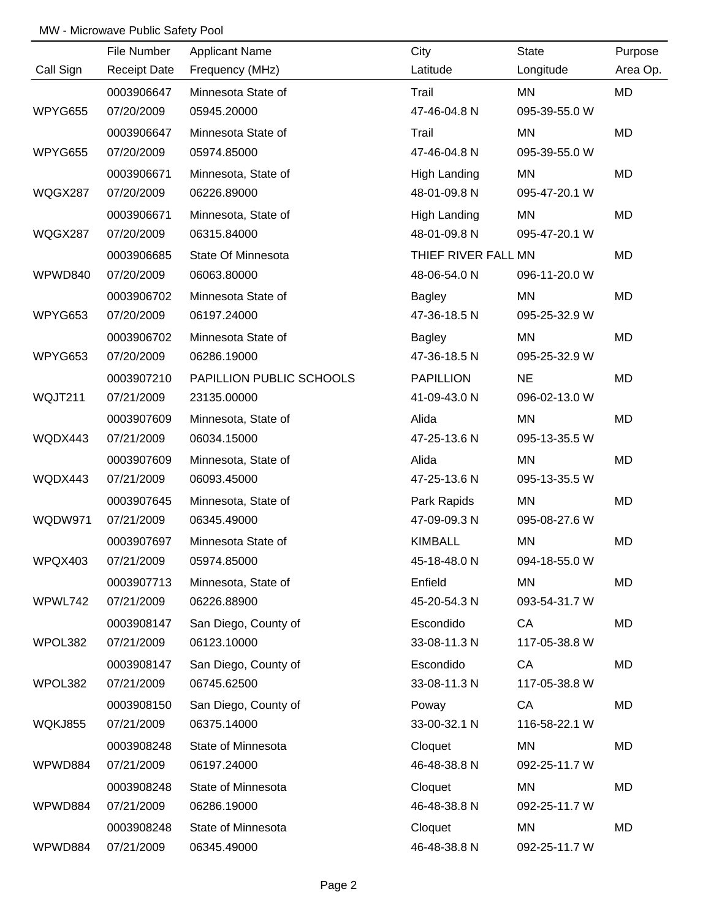MW - Microwave Public Safety Pool

| Call Sign | File Number<br>Receipt Date | Applicant Name<br>Frequency (MHz) | City<br>Latitude | State<br>Longitude | Purpose<br>Area Op. |
|---|---|---|---|---|---|
| WPYG655 | 0003906647<br>07/20/2009 | Minnesota State of<br>05945.20000 | Trail<br>47-46-04.8 N | MN<br>095-39-55.0 W | MD |
| WPYG655 | 0003906647<br>07/20/2009 | Minnesota State of<br>05974.85000 | Trail<br>47-46-04.8 N | MN<br>095-39-55.0 W | MD |
| WQGX287 | 0003906671<br>07/20/2009 | Minnesota, State of<br>06226.89000 | High Landing<br>48-01-09.8 N | MN<br>095-47-20.1 W | MD |
| WQGX287 | 0003906671<br>07/20/2009 | Minnesota, State of<br>06315.84000 | High Landing<br>48-01-09.8 N | MN<br>095-47-20.1 W | MD |
| WPWD840 | 0003906685<br>07/20/2009 | State Of Minnesota<br>06063.80000 | THIEF RIVER FALL<br>48-06-54.0 N | MN<br>096-11-20.0 W | MD |
| WPYG653 | 0003906702<br>07/20/2009 | Minnesota State of<br>06197.24000 | Bagley<br>47-36-18.5 N | MN<br>095-25-32.9 W | MD |
| WPYG653 | 0003906702<br>07/20/2009 | Minnesota State of<br>06286.19000 | Bagley<br>47-36-18.5 N | MN<br>095-25-32.9 W | MD |
| WQJT211 | 0003907210<br>07/21/2009 | PAPILLION PUBLIC SCHOOLS<br>23135.00000 | PAPILLION<br>41-09-43.0 N | NE<br>096-02-13.0 W | MD |
| WQDX443 | 0003907609<br>07/21/2009 | Minnesota, State of<br>06034.15000 | Alida<br>47-25-13.6 N | MN<br>095-13-35.5 W | MD |
| WQDX443 | 0003907609<br>07/21/2009 | Minnesota, State of<br>06093.45000 | Alida<br>47-25-13.6 N | MN<br>095-13-35.5 W | MD |
| WQDW971 | 0003907645<br>07/21/2009 | Minnesota, State of<br>06345.49000 | Park Rapids<br>47-09-09.3 N | MN<br>095-08-27.6 W | MD |
| WPQX403 | 0003907697<br>07/21/2009 | Minnesota State of<br>05974.85000 | KIMBALL<br>45-18-48.0 N | MN<br>094-18-55.0 W | MD |
| WPWL742 | 0003907713<br>07/21/2009 | Minnesota, State of<br>06226.88900 | Enfield<br>45-20-54.3 N | MN<br>093-54-31.7 W | MD |
| WPOL382 | 0003908147<br>07/21/2009 | San Diego, County of<br>06123.10000 | Escondido<br>33-08-11.3 N | CA<br>117-05-38.8 W | MD |
| WPOL382 | 0003908147<br>07/21/2009 | San Diego, County of<br>06745.62500 | Escondido<br>33-08-11.3 N | CA<br>117-05-38.8 W | MD |
| WQKJ855 | 0003908150<br>07/21/2009 | San Diego, County of<br>06375.14000 | Poway<br>33-00-32.1 N | CA<br>116-58-22.1 W | MD |
| WPWD884 | 0003908248<br>07/21/2009 | State of Minnesota<br>06197.24000 | Cloquet<br>46-48-38.8 N | MN<br>092-25-11.7 W | MD |
| WPWD884 | 0003908248<br>07/21/2009 | State of Minnesota<br>06286.19000 | Cloquet<br>46-48-38.8 N | MN<br>092-25-11.7 W | MD |
| WPWD884 | 0003908248<br>07/21/2009 | State of Minnesota<br>06345.49000 | Cloquet<br>46-48-38.8 N | MN<br>092-25-11.7 W | MD |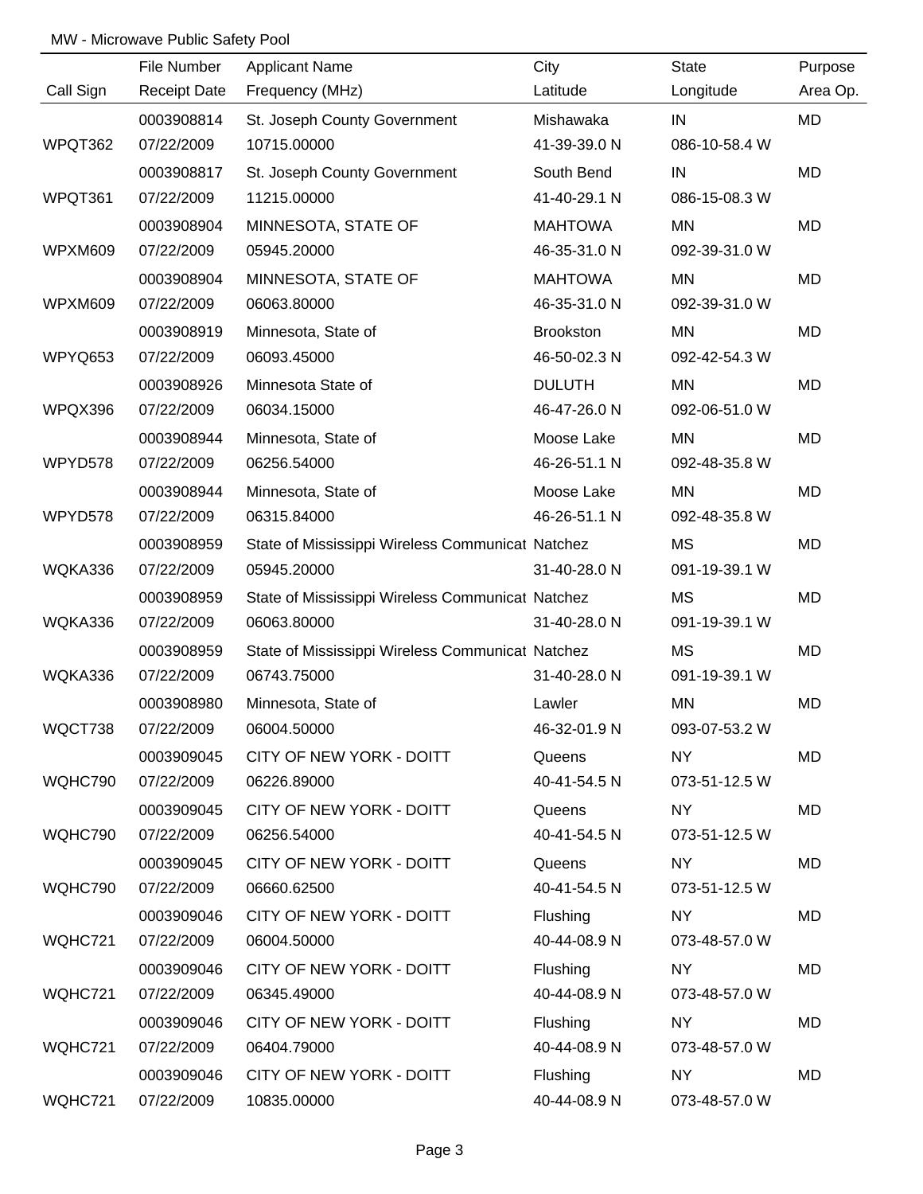MW - Microwave Public Safety Pool

| Call Sign | File Number / Receipt Date | Applicant Name / Frequency (MHz) | City / Latitude | State / Longitude | Purpose / Area Op. |
|---|---|---|---|---|---|
| | 0003908814 | St. Joseph County Government | Mishawaka | IN | MD |
| WPQT362 | 07/22/2009 | 10715.00000 | 41-39-39.0 N | 086-10-58.4 W | |
| | 0003908817 | St. Joseph County Government | South Bend | IN | MD |
| WPQT361 | 07/22/2009 | 11215.00000 | 41-40-29.1 N | 086-15-08.3 W | |
| | 0003908904 | MINNESOTA, STATE OF | MAHTOWA | MN | MD |
| WPXM609 | 07/22/2009 | 05945.20000 | 46-35-31.0 N | 092-39-31.0 W | |
| | 0003908904 | MINNESOTA, STATE OF | MAHTOWA | MN | MD |
| WPXM609 | 07/22/2009 | 06063.80000 | 46-35-31.0 N | 092-39-31.0 W | |
| | 0003908919 | Minnesota, State of | Brookston | MN | MD |
| WPYQ653 | 07/22/2009 | 06093.45000 | 46-50-02.3 N | 092-42-54.3 W | |
| | 0003908926 | Minnesota State of | DULUTH | MN | MD |
| WPQX396 | 07/22/2009 | 06034.15000 | 46-47-26.0 N | 092-06-51.0 W | |
| | 0003908944 | Minnesota, State of | Moose Lake | MN | MD |
| WPYD578 | 07/22/2009 | 06256.54000 | 46-26-51.1 N | 092-48-35.8 W | |
| | 0003908944 | Minnesota, State of | Moose Lake | MN | MD |
| WPYD578 | 07/22/2009 | 06315.84000 | 46-26-51.1 N | 092-48-35.8 W | |
| | 0003908959 | State of Mississippi Wireless Communicat | Natchez | MS | MD |
| WQKA336 | 07/22/2009 | 05945.20000 | 31-40-28.0 N | 091-19-39.1 W | |
| | 0003908959 | State of Mississippi Wireless Communicat | Natchez | MS | MD |
| WQKA336 | 07/22/2009 | 06063.80000 | 31-40-28.0 N | 091-19-39.1 W | |
| | 0003908959 | State of Mississippi Wireless Communicat | Natchez | MS | MD |
| WQKA336 | 07/22/2009 | 06743.75000 | 31-40-28.0 N | 091-19-39.1 W | |
| | 0003908980 | Minnesota, State of | Lawler | MN | MD |
| WQCT738 | 07/22/2009 | 06004.50000 | 46-32-01.9 N | 093-07-53.2 W | |
| | 0003909045 | CITY OF NEW YORK - DOITT | Queens | NY | MD |
| WQHC790 | 07/22/2009 | 06226.89000 | 40-41-54.5 N | 073-51-12.5 W | |
| | 0003909045 | CITY OF NEW YORK - DOITT | Queens | NY | MD |
| WQHC790 | 07/22/2009 | 06256.54000 | 40-41-54.5 N | 073-51-12.5 W | |
| | 0003909045 | CITY OF NEW YORK - DOITT | Queens | NY | MD |
| WQHC790 | 07/22/2009 | 06660.62500 | 40-41-54.5 N | 073-51-12.5 W | |
| | 0003909046 | CITY OF NEW YORK - DOITT | Flushing | NY | MD |
| WQHC721 | 07/22/2009 | 06004.50000 | 40-44-08.9 N | 073-48-57.0 W | |
| | 0003909046 | CITY OF NEW YORK - DOITT | Flushing | NY | MD |
| WQHC721 | 07/22/2009 | 06345.49000 | 40-44-08.9 N | 073-48-57.0 W | |
| | 0003909046 | CITY OF NEW YORK - DOITT | Flushing | NY | MD |
| WQHC721 | 07/22/2009 | 06404.79000 | 40-44-08.9 N | 073-48-57.0 W | |
| | 0003909046 | CITY OF NEW YORK - DOITT | Flushing | NY | MD |
| WQHC721 | 07/22/2009 | 10835.00000 | 40-44-08.9 N | 073-48-57.0 W | |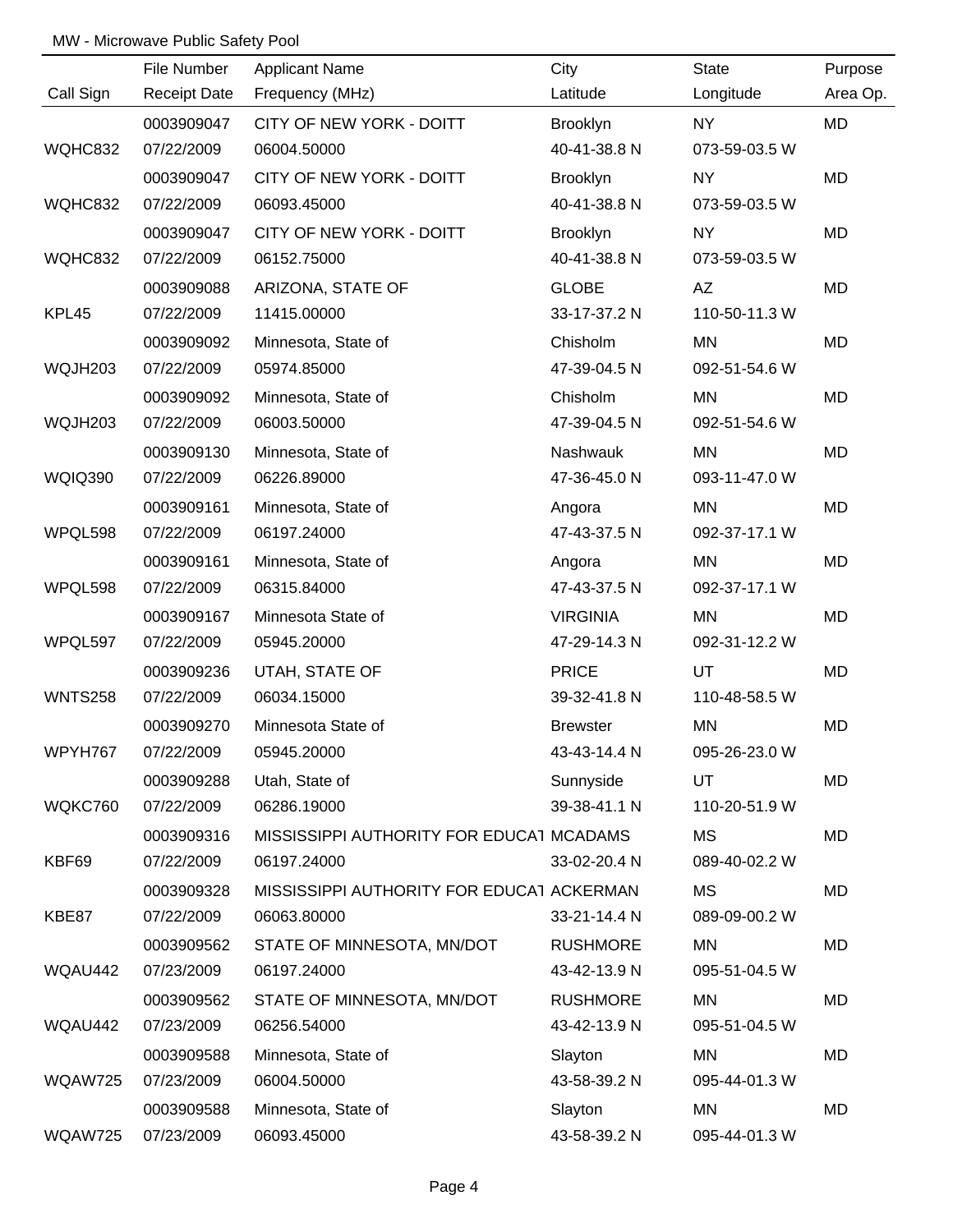MW - Microwave Public Safety Pool

| Call Sign | File Number / Receipt Date | Applicant Name / Frequency (MHz) | City / Latitude | State / Longitude | Purpose / Area Op. |
|---|---|---|---|---|---|
| WQHC832 | 0003909047 / 07/22/2009 | CITY OF NEW YORK - DOITT / 06004.50000 | Brooklyn / 40-41-38.8 N | NY / 073-59-03.5 W | MD |
| WQHC832 | 0003909047 / 07/22/2009 | CITY OF NEW YORK - DOITT / 06093.45000 | Brooklyn / 40-41-38.8 N | NY / 073-59-03.5 W | MD |
| WQHC832 | 0003909047 / 07/22/2009 | CITY OF NEW YORK - DOITT / 06152.75000 | Brooklyn / 40-41-38.8 N | NY / 073-59-03.5 W | MD |
| KPL45 | 0003909088 / 07/22/2009 | ARIZONA, STATE OF / 11415.00000 | GLOBE / 33-17-37.2 N | AZ / 110-50-11.3 W | MD |
| WQJH203 | 0003909092 / 07/22/2009 | Minnesota, State of / 05974.85000 | Chisholm / 47-39-04.5 N | MN / 092-51-54.6 W | MD |
| WQJH203 | 0003909092 / 07/22/2009 | Minnesota, State of / 06003.50000 | Chisholm / 47-39-04.5 N | MN / 092-51-54.6 W | MD |
| WQIQ390 | 0003909130 / 07/22/2009 | Minnesota, State of / 06226.89000 | Nashwauk / 47-36-45.0 N | MN / 093-11-47.0 W | MD |
| WPQL598 | 0003909161 / 07/22/2009 | Minnesota, State of / 06197.24000 | Angora / 47-43-37.5 N | MN / 092-37-17.1 W | MD |
| WPQL598 | 0003909161 / 07/22/2009 | Minnesota, State of / 06315.84000 | Angora / 47-43-37.5 N | MN / 092-37-17.1 W | MD |
| WPQL597 | 0003909167 / 07/22/2009 | Minnesota State of / 05945.20000 | VIRGINIA / 47-29-14.3 N | MN / 092-31-12.2 W | MD |
| WNTS258 | 0003909236 / 07/22/2009 | UTAH, STATE OF / 06034.15000 | PRICE / 39-32-41.8 N | UT / 110-48-58.5 W | MD |
| WPYH767 | 0003909270 / 07/22/2009 | Minnesota State of / 05945.20000 | Brewster / 43-43-14.4 N | MN / 095-26-23.0 W | MD |
| WQKC760 | 0003909288 / 07/22/2009 | Utah, State of / 06286.19000 | Sunnyside / 39-38-41.1 N | UT / 110-20-51.9 W | MD |
| KBF69 | 0003909316 / 07/22/2009 | MISSISSIPPI AUTHORITY FOR EDUCAT / 06197.24000 | MCADAMS / 33-02-20.4 N | MS / 089-40-02.2 W | MD |
| KBE87 | 0003909328 / 07/22/2009 | MISSISSIPPI AUTHORITY FOR EDUCAT / 06063.80000 | ACKERMAN / 33-21-14.4 N | MS / 089-09-00.2 W | MD |
| WQAU442 | 0003909562 / 07/23/2009 | STATE OF MINNESOTA, MN/DOT / 06197.24000 | RUSHMORE / 43-42-13.9 N | MN / 095-51-04.5 W | MD |
| WQAU442 | 0003909562 / 07/23/2009 | STATE OF MINNESOTA, MN/DOT / 06256.54000 | RUSHMORE / 43-42-13.9 N | MN / 095-51-04.5 W | MD |
| WQAW725 | 0003909588 / 07/23/2009 | Minnesota, State of / 06004.50000 | Slayton / 43-58-39.2 N | MN / 095-44-01.3 W | MD |
| WQAW725 | 0003909588 / 07/23/2009 | Minnesota, State of / 06093.45000 | Slayton / 43-58-39.2 N | MN / 095-44-01.3 W | MD |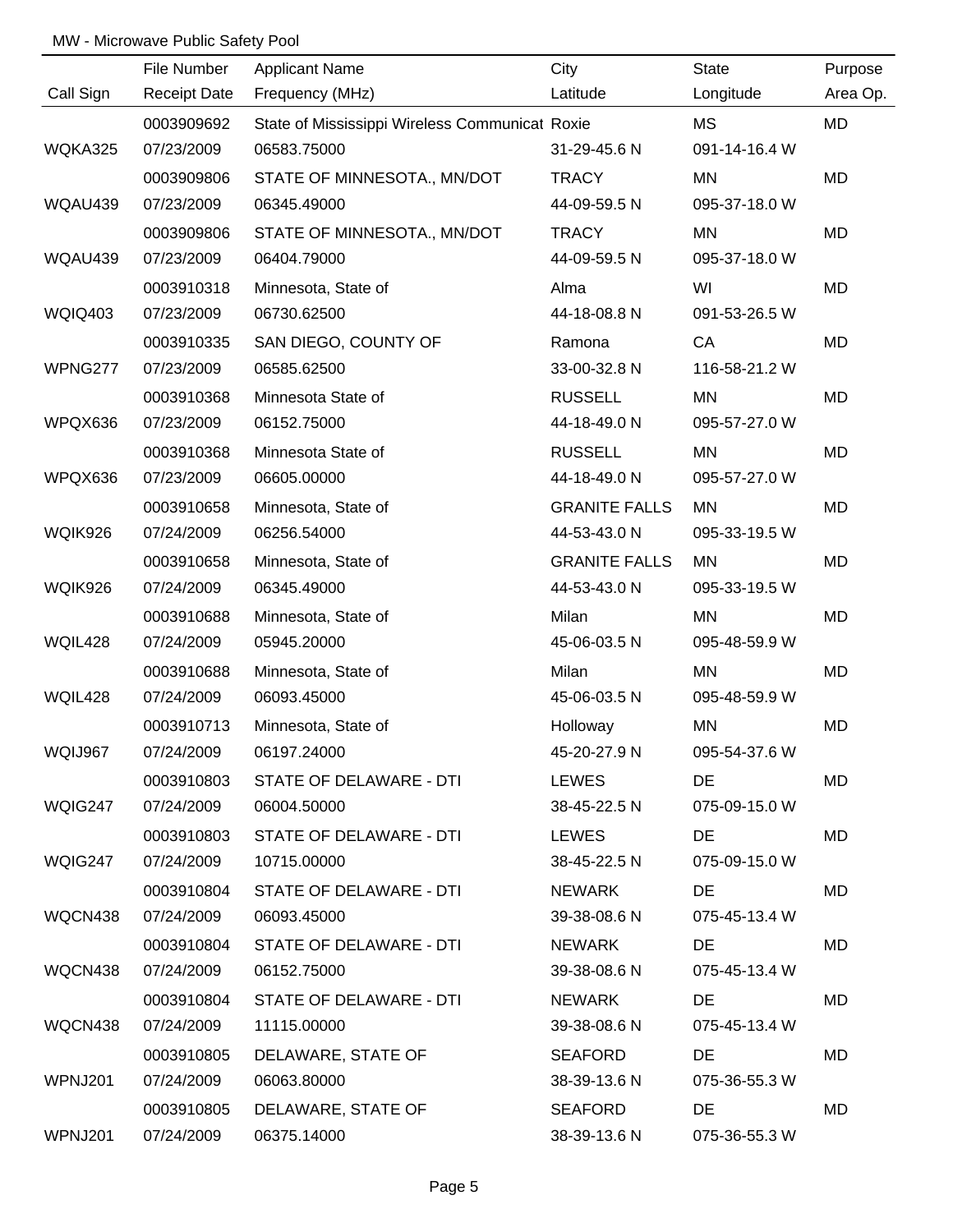MW - Microwave Public Safety Pool

| Call Sign | File Number<br>Receipt Date | Applicant Name<br>Frequency (MHz) | City<br>Latitude | State<br>Longitude | Purpose<br>Area Op. |
|---|---|---|---|---|---|
| WQKA325 | 0003909692<br>07/23/2009 | State of Mississippi Wireless Communicat<br>06583.75000 | Roxie<br>31-29-45.6 N | MS<br>091-14-16.4 W | MD |
| WQAU439 | 0003909806<br>07/23/2009 | STATE OF MINNESOTA., MN/DOT<br>06345.49000 | TRACY<br>44-09-59.5 N | MN<br>095-37-18.0 W | MD |
| WQAU439 | 0003909806<br>07/23/2009 | STATE OF MINNESOTA., MN/DOT<br>06404.79000 | TRACY<br>44-09-59.5 N | MN<br>095-37-18.0 W | MD |
| WQIQ403 | 0003910318<br>07/23/2009 | Minnesota, State of<br>06730.62500 | Alma<br>44-18-08.8 N | WI<br>091-53-26.5 W | MD |
| WPNG277 | 0003910335<br>07/23/2009 | SAN DIEGO, COUNTY OF<br>06585.62500 | Ramona<br>33-00-32.8 N | CA<br>116-58-21.2 W | MD |
| WPQX636 | 0003910368<br>07/23/2009 | Minnesota State of<br>06152.75000 | RUSSELL<br>44-18-49.0 N | MN<br>095-57-27.0 W | MD |
| WPQX636 | 0003910368<br>07/23/2009 | Minnesota State of<br>06605.00000 | RUSSELL<br>44-18-49.0 N | MN<br>095-57-27.0 W | MD |
| WQIK926 | 0003910658<br>07/24/2009 | Minnesota, State of<br>06256.54000 | GRANITE FALLS<br>44-53-43.0 N | MN<br>095-33-19.5 W | MD |
| WQIK926 | 0003910658<br>07/24/2009 | Minnesota, State of<br>06345.49000 | GRANITE FALLS<br>44-53-43.0 N | MN<br>095-33-19.5 W | MD |
| WQIL428 | 0003910688<br>07/24/2009 | Minnesota, State of<br>05945.20000 | Milan<br>45-06-03.5 N | MN<br>095-48-59.9 W | MD |
| WQIL428 | 0003910688<br>07/24/2009 | Minnesota, State of<br>06093.45000 | Milan<br>45-06-03.5 N | MN<br>095-48-59.9 W | MD |
| WQIJ967 | 0003910713<br>07/24/2009 | Minnesota, State of<br>06197.24000 | Holloway<br>45-20-27.9 N | MN<br>095-54-37.6 W | MD |
| WQIG247 | 0003910803<br>07/24/2009 | STATE OF DELAWARE - DTI<br>06004.50000 | LEWES<br>38-45-22.5 N | DE<br>075-09-15.0 W | MD |
| WQIG247 | 0003910803<br>07/24/2009 | STATE OF DELAWARE - DTI<br>10715.00000 | LEWES<br>38-45-22.5 N | DE<br>075-09-15.0 W | MD |
| WQCN438 | 0003910804<br>07/24/2009 | STATE OF DELAWARE - DTI<br>06093.45000 | NEWARK<br>39-38-08.6 N | DE<br>075-45-13.4 W | MD |
| WQCN438 | 0003910804<br>07/24/2009 | STATE OF DELAWARE - DTI<br>06152.75000 | NEWARK<br>39-38-08.6 N | DE<br>075-45-13.4 W | MD |
| WQCN438 | 0003910804<br>07/24/2009 | STATE OF DELAWARE - DTI<br>11115.00000 | NEWARK<br>39-38-08.6 N | DE<br>075-45-13.4 W | MD |
| WPNJ201 | 0003910805<br>07/24/2009 | DELAWARE, STATE OF<br>06063.80000 | SEAFORD<br>38-39-13.6 N | DE<br>075-36-55.3 W | MD |
| WPNJ201 | 0003910805<br>07/24/2009 | DELAWARE, STATE OF<br>06375.14000 | SEAFORD<br>38-39-13.6 N | DE<br>075-36-55.3 W | MD |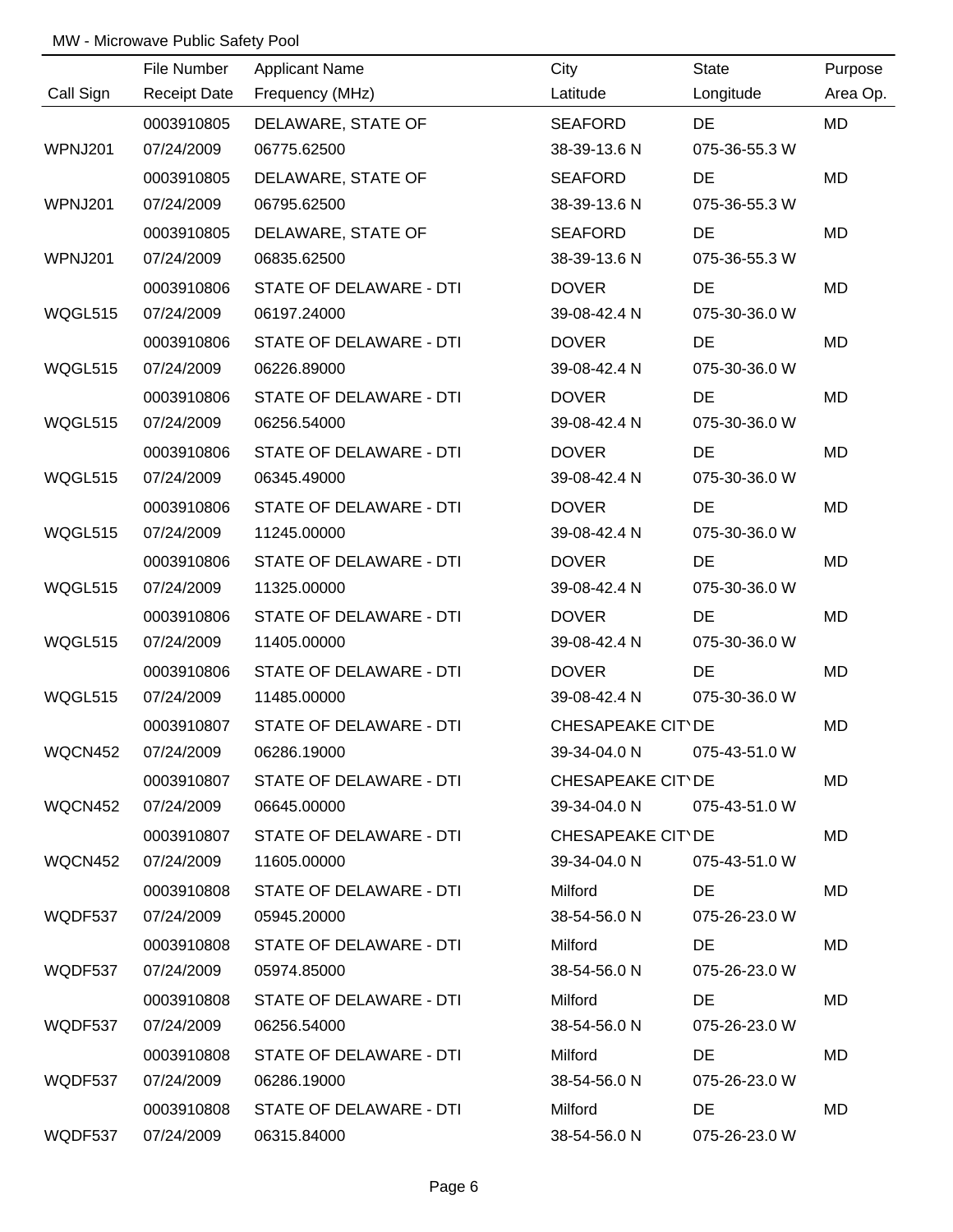MW - Microwave Public Safety Pool

| Call Sign | File Number / Receipt Date | Applicant Name / Frequency (MHz) | City / Latitude | State / Longitude | Purpose / Area Op. |
|---|---|---|---|---|---|
| | 0003910805 | DELAWARE, STATE OF | SEAFORD | DE | MD |
| WPNJ201 | 07/24/2009 | 06775.62500 | 38-39-13.6 N | 075-36-55.3 W | |
| | 0003910805 | DELAWARE, STATE OF | SEAFORD | DE | MD |
| WPNJ201 | 07/24/2009 | 06795.62500 | 38-39-13.6 N | 075-36-55.3 W | |
| | 0003910805 | DELAWARE, STATE OF | SEAFORD | DE | MD |
| WPNJ201 | 07/24/2009 | 06835.62500 | 38-39-13.6 N | 075-36-55.3 W | |
| | 0003910806 | STATE OF DELAWARE - DTI | DOVER | DE | MD |
| WQGL515 | 07/24/2009 | 06197.24000 | 39-08-42.4 N | 075-30-36.0 W | |
| | 0003910806 | STATE OF DELAWARE - DTI | DOVER | DE | MD |
| WQGL515 | 07/24/2009 | 06226.89000 | 39-08-42.4 N | 075-30-36.0 W | |
| | 0003910806 | STATE OF DELAWARE - DTI | DOVER | DE | MD |
| WQGL515 | 07/24/2009 | 06256.54000 | 39-08-42.4 N | 075-30-36.0 W | |
| | 0003910806 | STATE OF DELAWARE - DTI | DOVER | DE | MD |
| WQGL515 | 07/24/2009 | 06345.49000 | 39-08-42.4 N | 075-30-36.0 W | |
| | 0003910806 | STATE OF DELAWARE - DTI | DOVER | DE | MD |
| WQGL515 | 07/24/2009 | 11245.00000 | 39-08-42.4 N | 075-30-36.0 W | |
| | 0003910806 | STATE OF DELAWARE - DTI | DOVER | DE | MD |
| WQGL515 | 07/24/2009 | 11325.00000 | 39-08-42.4 N | 075-30-36.0 W | |
| | 0003910806 | STATE OF DELAWARE - DTI | DOVER | DE | MD |
| WQGL515 | 07/24/2009 | 11405.00000 | 39-08-42.4 N | 075-30-36.0 W | |
| | 0003910806 | STATE OF DELAWARE - DTI | DOVER | DE | MD |
| WQGL515 | 07/24/2009 | 11485.00000 | 39-08-42.4 N | 075-30-36.0 W | |
| | 0003910807 | STATE OF DELAWARE - DTI | CHESAPEAKE CITY | DE | MD |
| WQCN452 | 07/24/2009 | 06286.19000 | 39-34-04.0 N | 075-43-51.0 W | |
| | 0003910807 | STATE OF DELAWARE - DTI | CHESAPEAKE CITY | DE | MD |
| WQCN452 | 07/24/2009 | 06645.00000 | 39-34-04.0 N | 075-43-51.0 W | |
| | 0003910807 | STATE OF DELAWARE - DTI | CHESAPEAKE CITY | DE | MD |
| WQCN452 | 07/24/2009 | 11605.00000 | 39-34-04.0 N | 075-43-51.0 W | |
| | 0003910808 | STATE OF DELAWARE - DTI | Milford | DE | MD |
| WQDF537 | 07/24/2009 | 05945.20000 | 38-54-56.0 N | 075-26-23.0 W | |
| | 0003910808 | STATE OF DELAWARE - DTI | Milford | DE | MD |
| WQDF537 | 07/24/2009 | 05974.85000 | 38-54-56.0 N | 075-26-23.0 W | |
| | 0003910808 | STATE OF DELAWARE - DTI | Milford | DE | MD |
| WQDF537 | 07/24/2009 | 06256.54000 | 38-54-56.0 N | 075-26-23.0 W | |
| | 0003910808 | STATE OF DELAWARE - DTI | Milford | DE | MD |
| WQDF537 | 07/24/2009 | 06286.19000 | 38-54-56.0 N | 075-26-23.0 W | |
| | 0003910808 | STATE OF DELAWARE - DTI | Milford | DE | MD |
| WQDF537 | 07/24/2009 | 06315.84000 | 38-54-56.0 N | 075-26-23.0 W | |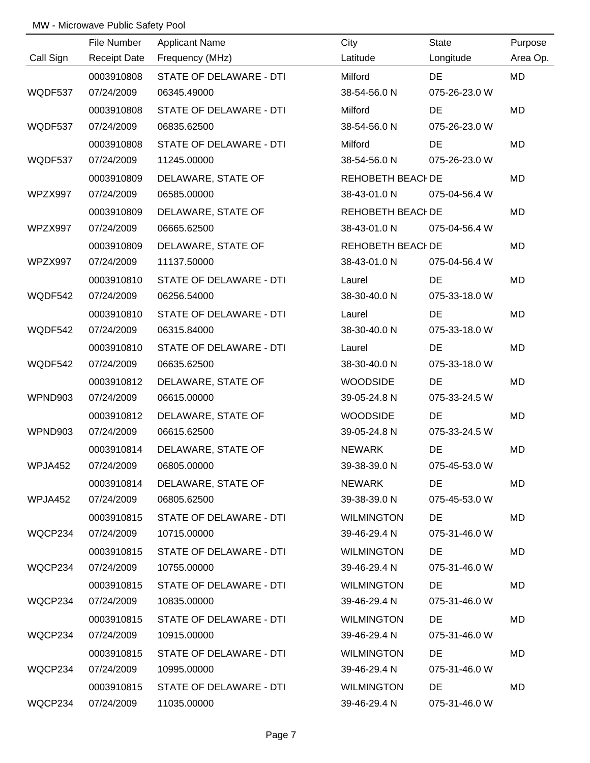MW - Microwave Public Safety Pool

| Call Sign | File Number / Receipt Date | Applicant Name / Frequency (MHz) | City / Latitude | State / Longitude | Purpose / Area Op. |
|---|---|---|---|---|---|
| | 0003910808 | STATE OF DELAWARE - DTI | Milford | DE | MD |
| WQDF537 | 07/24/2009 | 06345.49000 | 38-54-56.0 N | 075-26-23.0 W | |
| | 0003910808 | STATE OF DELAWARE - DTI | Milford | DE | MD |
| WQDF537 | 07/24/2009 | 06835.62500 | 38-54-56.0 N | 075-26-23.0 W | |
| | 0003910808 | STATE OF DELAWARE - DTI | Milford | DE | MD |
| WQDF537 | 07/24/2009 | 11245.00000 | 38-54-56.0 N | 075-26-23.0 W | |
| | 0003910809 | DELAWARE, STATE OF | REHOBETH BEACH | DE | MD |
| WPZX997 | 07/24/2009 | 06585.00000 | 38-43-01.0 N | 075-04-56.4 W | |
| | 0003910809 | DELAWARE, STATE OF | REHOBETH BEACH | DE | MD |
| WPZX997 | 07/24/2009 | 06665.62500 | 38-43-01.0 N | 075-04-56.4 W | |
| | 0003910809 | DELAWARE, STATE OF | REHOBETH BEACH | DE | MD |
| WPZX997 | 07/24/2009 | 11137.50000 | 38-43-01.0 N | 075-04-56.4 W | |
| | 0003910810 | STATE OF DELAWARE - DTI | Laurel | DE | MD |
| WQDF542 | 07/24/2009 | 06256.54000 | 38-30-40.0 N | 075-33-18.0 W | |
| | 0003910810 | STATE OF DELAWARE - DTI | Laurel | DE | MD |
| WQDF542 | 07/24/2009 | 06315.84000 | 38-30-40.0 N | 075-33-18.0 W | |
| | 0003910810 | STATE OF DELAWARE - DTI | Laurel | DE | MD |
| WQDF542 | 07/24/2009 | 06635.62500 | 38-30-40.0 N | 075-33-18.0 W | |
| | 0003910812 | DELAWARE, STATE OF | WOODSIDE | DE | MD |
| WPND903 | 07/24/2009 | 06615.00000 | 39-05-24.8 N | 075-33-24.5 W | |
| | 0003910812 | DELAWARE, STATE OF | WOODSIDE | DE | MD |
| WPND903 | 07/24/2009 | 06615.62500 | 39-05-24.8 N | 075-33-24.5 W | |
| | 0003910814 | DELAWARE, STATE OF | NEWARK | DE | MD |
| WPJA452 | 07/24/2009 | 06805.00000 | 39-38-39.0 N | 075-45-53.0 W | |
| | 0003910814 | DELAWARE, STATE OF | NEWARK | DE | MD |
| WPJA452 | 07/24/2009 | 06805.62500 | 39-38-39.0 N | 075-45-53.0 W | |
| | 0003910815 | STATE OF DELAWARE - DTI | WILMINGTON | DE | MD |
| WQCP234 | 07/24/2009 | 10715.00000 | 39-46-29.4 N | 075-31-46.0 W | |
| | 0003910815 | STATE OF DELAWARE - DTI | WILMINGTON | DE | MD |
| WQCP234 | 07/24/2009 | 10755.00000 | 39-46-29.4 N | 075-31-46.0 W | |
| | 0003910815 | STATE OF DELAWARE - DTI | WILMINGTON | DE | MD |
| WQCP234 | 07/24/2009 | 10835.00000 | 39-46-29.4 N | 075-31-46.0 W | |
| | 0003910815 | STATE OF DELAWARE - DTI | WILMINGTON | DE | MD |
| WQCP234 | 07/24/2009 | 10915.00000 | 39-46-29.4 N | 075-31-46.0 W | |
| | 0003910815 | STATE OF DELAWARE - DTI | WILMINGTON | DE | MD |
| WQCP234 | 07/24/2009 | 10995.00000 | 39-46-29.4 N | 075-31-46.0 W | |
| | 0003910815 | STATE OF DELAWARE - DTI | WILMINGTON | DE | MD |
| WQCP234 | 07/24/2009 | 11035.00000 | 39-46-29.4 N | 075-31-46.0 W | |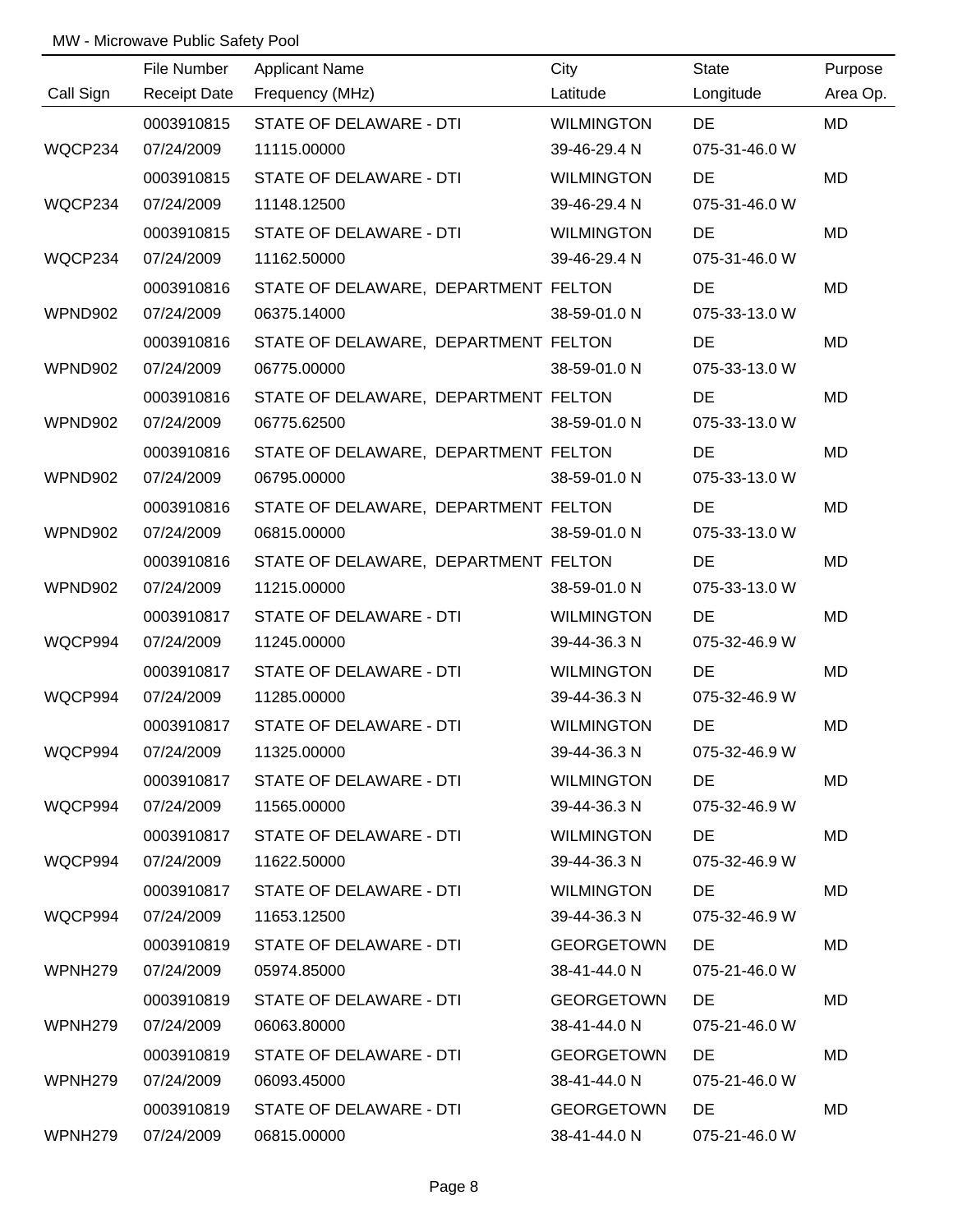MW - Microwave Public Safety Pool

| Call Sign | File Number / Receipt Date | Applicant Name / Frequency (MHz) | City / Latitude | State / Longitude | Purpose / Area Op. |
|---|---|---|---|---|---|
| | 0003910815 | STATE OF DELAWARE - DTI | WILMINGTON | DE | MD |
| WQCP234 | 07/24/2009 | 11115.00000 | 39-46-29.4 N | 075-31-46.0 W | |
| | 0003910815 | STATE OF DELAWARE - DTI | WILMINGTON | DE | MD |
| WQCP234 | 07/24/2009 | 11148.12500 | 39-46-29.4 N | 075-31-46.0 W | |
| | 0003910815 | STATE OF DELAWARE - DTI | WILMINGTON | DE | MD |
| WQCP234 | 07/24/2009 | 11162.50000 | 39-46-29.4 N | 075-31-46.0 W | |
| | 0003910816 | STATE OF DELAWARE, DEPARTMENT | FELTON | DE | MD |
| WPND902 | 07/24/2009 | 06375.14000 | 38-59-01.0 N | 075-33-13.0 W | |
| | 0003910816 | STATE OF DELAWARE, DEPARTMENT | FELTON | DE | MD |
| WPND902 | 07/24/2009 | 06775.00000 | 38-59-01.0 N | 075-33-13.0 W | |
| | 0003910816 | STATE OF DELAWARE, DEPARTMENT | FELTON | DE | MD |
| WPND902 | 07/24/2009 | 06775.62500 | 38-59-01.0 N | 075-33-13.0 W | |
| | 0003910816 | STATE OF DELAWARE, DEPARTMENT | FELTON | DE | MD |
| WPND902 | 07/24/2009 | 06795.00000 | 38-59-01.0 N | 075-33-13.0 W | |
| | 0003910816 | STATE OF DELAWARE, DEPARTMENT | FELTON | DE | MD |
| WPND902 | 07/24/2009 | 06815.00000 | 38-59-01.0 N | 075-33-13.0 W | |
| | 0003910816 | STATE OF DELAWARE, DEPARTMENT | FELTON | DE | MD |
| WPND902 | 07/24/2009 | 11215.00000 | 38-59-01.0 N | 075-33-13.0 W | |
| | 0003910817 | STATE OF DELAWARE - DTI | WILMINGTON | DE | MD |
| WQCP994 | 07/24/2009 | 11245.00000 | 39-44-36.3 N | 075-32-46.9 W | |
| | 0003910817 | STATE OF DELAWARE - DTI | WILMINGTON | DE | MD |
| WQCP994 | 07/24/2009 | 11285.00000 | 39-44-36.3 N | 075-32-46.9 W | |
| | 0003910817 | STATE OF DELAWARE - DTI | WILMINGTON | DE | MD |
| WQCP994 | 07/24/2009 | 11325.00000 | 39-44-36.3 N | 075-32-46.9 W | |
| | 0003910817 | STATE OF DELAWARE - DTI | WILMINGTON | DE | MD |
| WQCP994 | 07/24/2009 | 11565.00000 | 39-44-36.3 N | 075-32-46.9 W | |
| | 0003910817 | STATE OF DELAWARE - DTI | WILMINGTON | DE | MD |
| WQCP994 | 07/24/2009 | 11622.50000 | 39-44-36.3 N | 075-32-46.9 W | |
| | 0003910817 | STATE OF DELAWARE - DTI | WILMINGTON | DE | MD |
| WQCP994 | 07/24/2009 | 11653.12500 | 39-44-36.3 N | 075-32-46.9 W | |
| | 0003910819 | STATE OF DELAWARE - DTI | GEORGETOWN | DE | MD |
| WPNH279 | 07/24/2009 | 05974.85000 | 38-41-44.0 N | 075-21-46.0 W | |
| | 0003910819 | STATE OF DELAWARE - DTI | GEORGETOWN | DE | MD |
| WPNH279 | 07/24/2009 | 06063.80000 | 38-41-44.0 N | 075-21-46.0 W | |
| | 0003910819 | STATE OF DELAWARE - DTI | GEORGETOWN | DE | MD |
| WPNH279 | 07/24/2009 | 06093.45000 | 38-41-44.0 N | 075-21-46.0 W | |
| | 0003910819 | STATE OF DELAWARE - DTI | GEORGETOWN | DE | MD |
| WPNH279 | 07/24/2009 | 06815.00000 | 38-41-44.0 N | 075-21-46.0 W | |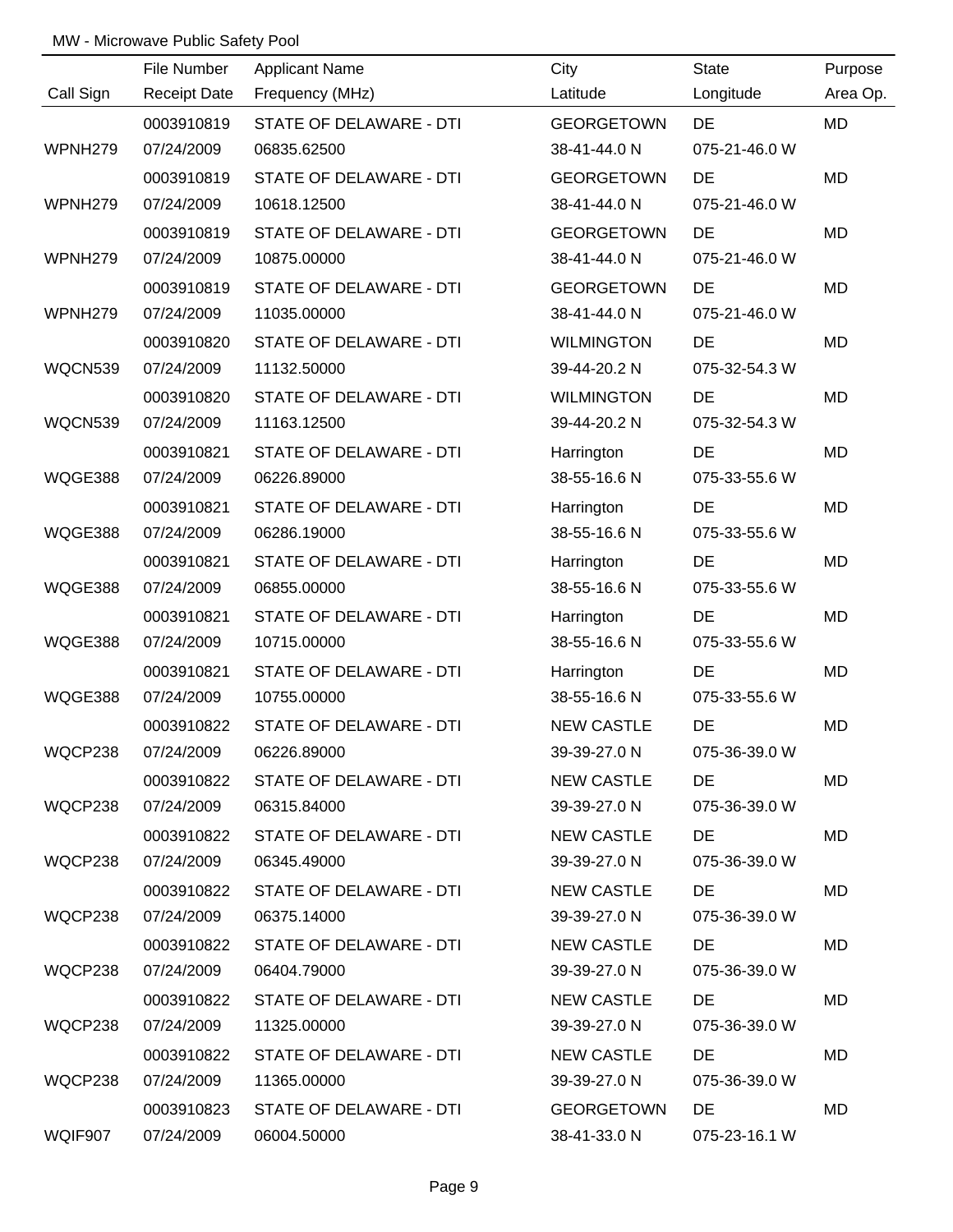MW - Microwave Public Safety Pool

| Call Sign | File Number<br>Receipt Date | Applicant Name<br>Frequency (MHz) | City<br>Latitude | State<br>Longitude | Purpose<br>Area Op. |
|---|---|---|---|---|---|
| WPNH279 | 0003910819<br>07/24/2009 | STATE OF DELAWARE - DTI<br>06835.62500 | GEORGETOWN<br>38-41-44.0 N | DE<br>075-21-46.0 W | MD |
| WPNH279 | 0003910819<br>07/24/2009 | STATE OF DELAWARE - DTI<br>10618.12500 | GEORGETOWN<br>38-41-44.0 N | DE<br>075-21-46.0 W | MD |
| WPNH279 | 0003910819<br>07/24/2009 | STATE OF DELAWARE - DTI<br>10875.00000 | GEORGETOWN<br>38-41-44.0 N | DE<br>075-21-46.0 W | MD |
| WPNH279 | 0003910819<br>07/24/2009 | STATE OF DELAWARE - DTI<br>11035.00000 | GEORGETOWN<br>38-41-44.0 N | DE<br>075-21-46.0 W | MD |
| WQCN539 | 0003910820<br>07/24/2009 | STATE OF DELAWARE - DTI<br>11132.50000 | WILMINGTON<br>39-44-20.2 N | DE<br>075-32-54.3 W | MD |
| WQCN539 | 0003910820<br>07/24/2009 | STATE OF DELAWARE - DTI<br>11163.12500 | WILMINGTON<br>39-44-20.2 N | DE<br>075-32-54.3 W | MD |
| WQGE388 | 0003910821<br>07/24/2009 | STATE OF DELAWARE - DTI<br>06226.89000 | Harrington<br>38-55-16.6 N | DE<br>075-33-55.6 W | MD |
| WQGE388 | 0003910821<br>07/24/2009 | STATE OF DELAWARE - DTI<br>06286.19000 | Harrington<br>38-55-16.6 N | DE<br>075-33-55.6 W | MD |
| WQGE388 | 0003910821<br>07/24/2009 | STATE OF DELAWARE - DTI<br>06855.00000 | Harrington<br>38-55-16.6 N | DE<br>075-33-55.6 W | MD |
| WQGE388 | 0003910821<br>07/24/2009 | STATE OF DELAWARE - DTI<br>10715.00000 | Harrington<br>38-55-16.6 N | DE<br>075-33-55.6 W | MD |
| WQGE388 | 0003910821<br>07/24/2009 | STATE OF DELAWARE - DTI<br>10755.00000 | Harrington<br>38-55-16.6 N | DE<br>075-33-55.6 W | MD |
| WQCP238 | 0003910822<br>07/24/2009 | STATE OF DELAWARE - DTI<br>06226.89000 | NEW CASTLE<br>39-39-27.0 N | DE<br>075-36-39.0 W | MD |
| WQCP238 | 0003910822<br>07/24/2009 | STATE OF DELAWARE - DTI<br>06315.84000 | NEW CASTLE<br>39-39-27.0 N | DE<br>075-36-39.0 W | MD |
| WQCP238 | 0003910822<br>07/24/2009 | STATE OF DELAWARE - DTI<br>06345.49000 | NEW CASTLE<br>39-39-27.0 N | DE<br>075-36-39.0 W | MD |
| WQCP238 | 0003910822<br>07/24/2009 | STATE OF DELAWARE - DTI<br>06375.14000 | NEW CASTLE<br>39-39-27.0 N | DE<br>075-36-39.0 W | MD |
| WQCP238 | 0003910822<br>07/24/2009 | STATE OF DELAWARE - DTI<br>06404.79000 | NEW CASTLE<br>39-39-27.0 N | DE<br>075-36-39.0 W | MD |
| WQCP238 | 0003910822<br>07/24/2009 | STATE OF DELAWARE - DTI<br>11325.00000 | NEW CASTLE<br>39-39-27.0 N | DE<br>075-36-39.0 W | MD |
| WQCP238 | 0003910822<br>07/24/2009 | STATE OF DELAWARE - DTI<br>11365.00000 | NEW CASTLE<br>39-39-27.0 N | DE<br>075-36-39.0 W | MD |
| WQIF907 | 0003910823<br>07/24/2009 | STATE OF DELAWARE - DTI<br>06004.50000 | GEORGETOWN<br>38-41-33.0 N | DE<br>075-23-16.1 W | MD |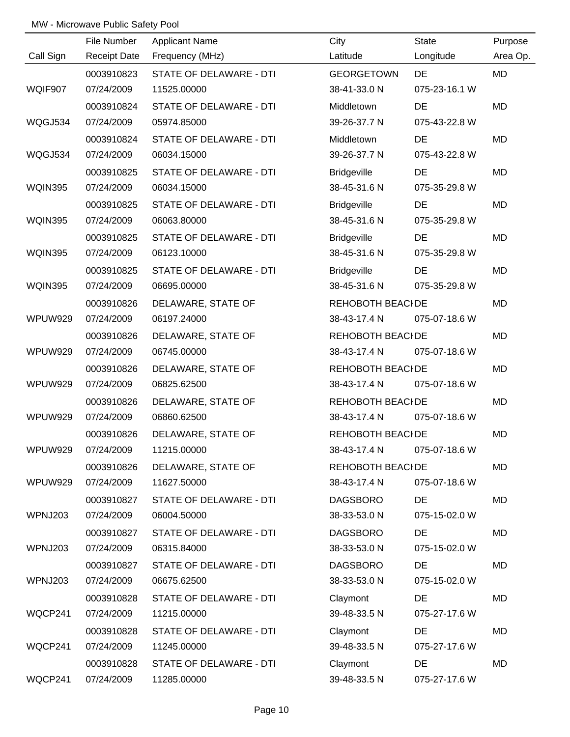MW - Microwave Public Safety Pool

| Call Sign | File Number<br>Receipt Date | Applicant Name<br>Frequency (MHz) | City<br>Latitude | State<br>Longitude | Purpose<br>Area Op. |
|---|---|---|---|---|---|
| WQIF907 | 0003910823<br>07/24/2009 | STATE OF DELAWARE - DTI<br>11525.00000 | GEORGETOWN<br>38-41-33.0 N | DE<br>075-23-16.1 W | MD |
| WQGJ534 | 0003910824<br>07/24/2009 | STATE OF DELAWARE - DTI<br>05974.85000 | Middletown<br>39-26-37.7 N | DE<br>075-43-22.8 W | MD |
| WQGJ534 | 0003910824<br>07/24/2009 | STATE OF DELAWARE - DTI<br>06034.15000 | Middletown<br>39-26-37.7 N | DE<br>075-43-22.8 W | MD |
| WQIN395 | 0003910825<br>07/24/2009 | STATE OF DELAWARE - DTI<br>06034.15000 | Bridgeville<br>38-45-31.6 N | DE<br>075-35-29.8 W | MD |
| WQIN395 | 0003910825<br>07/24/2009 | STATE OF DELAWARE - DTI<br>06063.80000 | Bridgeville<br>38-45-31.6 N | DE<br>075-35-29.8 W | MD |
| WQIN395 | 0003910825<br>07/24/2009 | STATE OF DELAWARE - DTI<br>06123.10000 | Bridgeville<br>38-45-31.6 N | DE<br>075-35-29.8 W | MD |
| WQIN395 | 0003910825<br>07/24/2009 | STATE OF DELAWARE - DTI<br>06695.00000 | Bridgeville<br>38-45-31.6 N | DE<br>075-35-29.8 W | MD |
| WPUW929 | 0003910826<br>07/24/2009 | DELAWARE, STATE OF<br>06197.24000 | REHOBOTH BEACH<br>38-43-17.4 N | DE<br>075-07-18.6 W | MD |
| WPUW929 | 0003910826<br>07/24/2009 | DELAWARE, STATE OF<br>06745.00000 | REHOBOTH BEACH<br>38-43-17.4 N | DE<br>075-07-18.6 W | MD |
| WPUW929 | 0003910826<br>07/24/2009 | DELAWARE, STATE OF<br>06825.62500 | REHOBOTH BEACH<br>38-43-17.4 N | DE<br>075-07-18.6 W | MD |
| WPUW929 | 0003910826<br>07/24/2009 | DELAWARE, STATE OF<br>06860.62500 | REHOBOTH BEACH<br>38-43-17.4 N | DE<br>075-07-18.6 W | MD |
| WPUW929 | 0003910826<br>07/24/2009 | DELAWARE, STATE OF<br>11215.00000 | REHOBOTH BEACH<br>38-43-17.4 N | DE<br>075-07-18.6 W | MD |
| WPUW929 | 0003910826<br>07/24/2009 | DELAWARE, STATE OF<br>11627.50000 | REHOBOTH BEACH<br>38-43-17.4 N | DE<br>075-07-18.6 W | MD |
| WPNJ203 | 0003910827<br>07/24/2009 | STATE OF DELAWARE - DTI<br>06004.50000 | DAGSBORO<br>38-33-53.0 N | DE<br>075-15-02.0 W | MD |
| WPNJ203 | 0003910827<br>07/24/2009 | STATE OF DELAWARE - DTI<br>06315.84000 | DAGSBORO<br>38-33-53.0 N | DE<br>075-15-02.0 W | MD |
| WPNJ203 | 0003910827<br>07/24/2009 | STATE OF DELAWARE - DTI<br>06675.62500 | DAGSBORO<br>38-33-53.0 N | DE<br>075-15-02.0 W | MD |
| WQCP241 | 0003910828<br>07/24/2009 | STATE OF DELAWARE - DTI<br>11215.00000 | Claymont<br>39-48-33.5 N | DE<br>075-27-17.6 W | MD |
| WQCP241 | 0003910828<br>07/24/2009 | STATE OF DELAWARE - DTI<br>11245.00000 | Claymont<br>39-48-33.5 N | DE<br>075-27-17.6 W | MD |
| WQCP241 | 0003910828<br>07/24/2009 | STATE OF DELAWARE - DTI<br>11285.00000 | Claymont<br>39-48-33.5 N | DE<br>075-27-17.6 W | MD |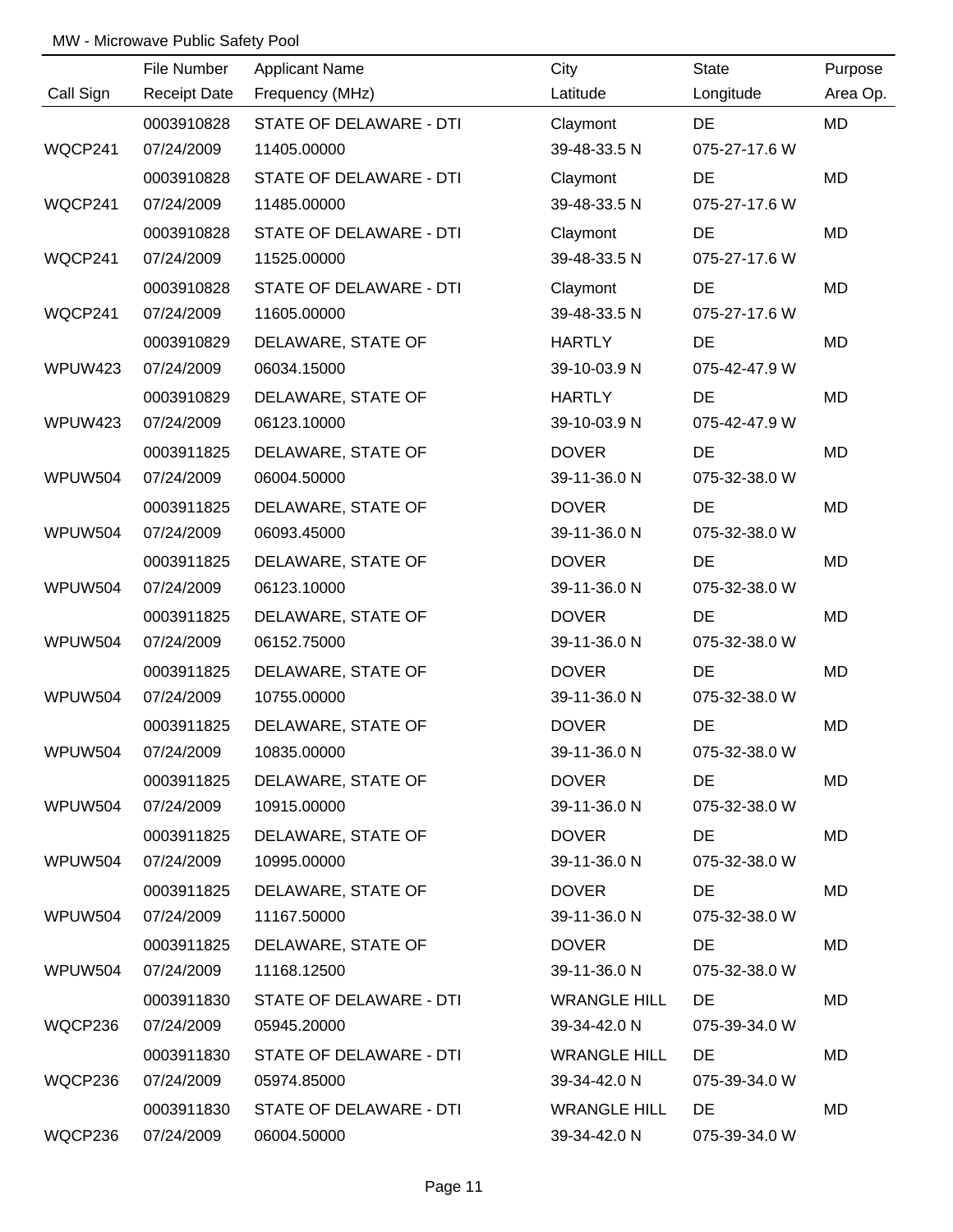MW - Microwave Public Safety Pool

| Call Sign | File Number<br>Receipt Date | Applicant Name<br>Frequency (MHz) | City<br>Latitude | State<br>Longitude | Purpose<br>Area Op. |
|---|---|---|---|---|---|
| WQCP241 | 0003910828<br>07/24/2009 | STATE OF DELAWARE - DTI<br>11405.00000 | Claymont<br>39-48-33.5 N | DE<br>075-27-17.6 W | MD |
| WQCP241 | 0003910828<br>07/24/2009 | STATE OF DELAWARE - DTI<br>11485.00000 | Claymont<br>39-48-33.5 N | DE<br>075-27-17.6 W | MD |
| WQCP241 | 0003910828<br>07/24/2009 | STATE OF DELAWARE - DTI<br>11525.00000 | Claymont<br>39-48-33.5 N | DE<br>075-27-17.6 W | MD |
| WQCP241 | 0003910828<br>07/24/2009 | STATE OF DELAWARE - DTI<br>11605.00000 | Claymont<br>39-48-33.5 N | DE<br>075-27-17.6 W | MD |
| WPUW423 | 0003910829<br>07/24/2009 | DELAWARE, STATE OF<br>06034.15000 | HARTLY<br>39-10-03.9 N | DE<br>075-42-47.9 W | MD |
| WPUW423 | 0003910829<br>07/24/2009 | DELAWARE, STATE OF<br>06123.10000 | HARTLY<br>39-10-03.9 N | DE<br>075-42-47.9 W | MD |
| WPUW504 | 0003911825<br>07/24/2009 | DELAWARE, STATE OF<br>06004.50000 | DOVER<br>39-11-36.0 N | DE<br>075-32-38.0 W | MD |
| WPUW504 | 0003911825<br>07/24/2009 | DELAWARE, STATE OF<br>06093.45000 | DOVER<br>39-11-36.0 N | DE<br>075-32-38.0 W | MD |
| WPUW504 | 0003911825<br>07/24/2009 | DELAWARE, STATE OF<br>06123.10000 | DOVER<br>39-11-36.0 N | DE<br>075-32-38.0 W | MD |
| WPUW504 | 0003911825<br>07/24/2009 | DELAWARE, STATE OF<br>06152.75000 | DOVER<br>39-11-36.0 N | DE<br>075-32-38.0 W | MD |
| WPUW504 | 0003911825<br>07/24/2009 | DELAWARE, STATE OF<br>10755.00000 | DOVER<br>39-11-36.0 N | DE<br>075-32-38.0 W | MD |
| WPUW504 | 0003911825<br>07/24/2009 | DELAWARE, STATE OF<br>10835.00000 | DOVER<br>39-11-36.0 N | DE<br>075-32-38.0 W | MD |
| WPUW504 | 0003911825<br>07/24/2009 | DELAWARE, STATE OF<br>10915.00000 | DOVER<br>39-11-36.0 N | DE<br>075-32-38.0 W | MD |
| WPUW504 | 0003911825<br>07/24/2009 | DELAWARE, STATE OF<br>10995.00000 | DOVER<br>39-11-36.0 N | DE<br>075-32-38.0 W | MD |
| WPUW504 | 0003911825<br>07/24/2009 | DELAWARE, STATE OF<br>11167.50000 | DOVER<br>39-11-36.0 N | DE<br>075-32-38.0 W | MD |
| WPUW504 | 0003911825<br>07/24/2009 | DELAWARE, STATE OF<br>11168.12500 | DOVER<br>39-11-36.0 N | DE<br>075-32-38.0 W | MD |
| WQCP236 | 0003911830<br>07/24/2009 | STATE OF DELAWARE - DTI<br>05945.20000 | WRANGLE HILL<br>39-34-42.0 N | DE<br>075-39-34.0 W | MD |
| WQCP236 | 0003911830<br>07/24/2009 | STATE OF DELAWARE - DTI<br>05974.85000 | WRANGLE HILL<br>39-34-42.0 N | DE<br>075-39-34.0 W | MD |
| WQCP236 | 0003911830<br>07/24/2009 | STATE OF DELAWARE - DTI<br>06004.50000 | WRANGLE HILL<br>39-34-42.0 N | DE<br>075-39-34.0 W | MD |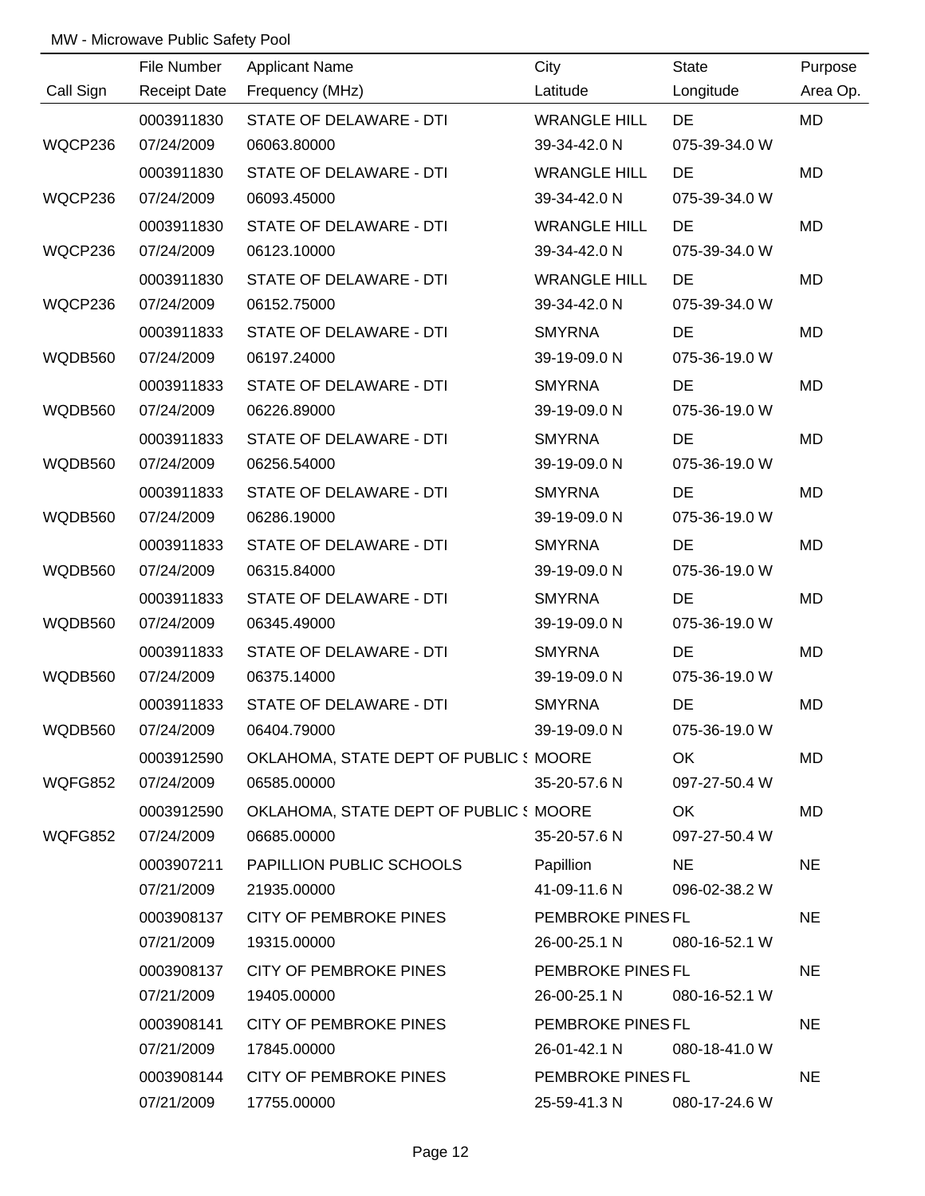MW - Microwave Public Safety Pool

| Call Sign | File Number<br>Receipt Date | Applicant Name<br>Frequency (MHz) | City<br>Latitude | State<br>Longitude | Purpose<br>Area Op. |
|---|---|---|---|---|---|
| WQCP236 | 0003911830<br>07/24/2009 | STATE OF DELAWARE - DTI<br>06063.80000 | WRANGLE HILL<br>39-34-42.0 N | DE<br>075-39-34.0 W | MD |
| WQCP236 | 0003911830<br>07/24/2009 | STATE OF DELAWARE - DTI<br>06093.45000 | WRANGLE HILL<br>39-34-42.0 N | DE<br>075-39-34.0 W | MD |
| WQCP236 | 0003911830<br>07/24/2009 | STATE OF DELAWARE - DTI<br>06123.10000 | WRANGLE HILL<br>39-34-42.0 N | DE<br>075-39-34.0 W | MD |
| WQCP236 | 0003911830<br>07/24/2009 | STATE OF DELAWARE - DTI<br>06152.75000 | WRANGLE HILL<br>39-34-42.0 N | DE<br>075-39-34.0 W | MD |
| WQDB560 | 0003911833<br>07/24/2009 | STATE OF DELAWARE - DTI<br>06197.24000 | SMYRNA<br>39-19-09.0 N | DE<br>075-36-19.0 W | MD |
| WQDB560 | 0003911833<br>07/24/2009 | STATE OF DELAWARE - DTI<br>06226.89000 | SMYRNA<br>39-19-09.0 N | DE<br>075-36-19.0 W | MD |
| WQDB560 | 0003911833<br>07/24/2009 | STATE OF DELAWARE - DTI<br>06256.54000 | SMYRNA<br>39-19-09.0 N | DE<br>075-36-19.0 W | MD |
| WQDB560 | 0003911833<br>07/24/2009 | STATE OF DELAWARE - DTI<br>06286.19000 | SMYRNA<br>39-19-09.0 N | DE<br>075-36-19.0 W | MD |
| WQDB560 | 0003911833<br>07/24/2009 | STATE OF DELAWARE - DTI<br>06315.84000 | SMYRNA<br>39-19-09.0 N | DE<br>075-36-19.0 W | MD |
| WQDB560 | 0003911833<br>07/24/2009 | STATE OF DELAWARE - DTI<br>06345.49000 | SMYRNA<br>39-19-09.0 N | DE<br>075-36-19.0 W | MD |
| WQDB560 | 0003911833<br>07/24/2009 | STATE OF DELAWARE - DTI<br>06375.14000 | SMYRNA<br>39-19-09.0 N | DE<br>075-36-19.0 W | MD |
| WQDB560 | 0003911833<br>07/24/2009 | STATE OF DELAWARE - DTI<br>06404.79000 | SMYRNA<br>39-19-09.0 N | DE<br>075-36-19.0 W | MD |
| WQFG852 | 0003912590<br>07/24/2009 | OKLAHOMA, STATE DEPT OF PUBLIC S<br>06585.00000 | MOORE<br>35-20-57.6 N | OK<br>097-27-50.4 W | MD |
| WQFG852 | 0003912590<br>07/24/2009 | OKLAHOMA, STATE DEPT OF PUBLIC S<br>06685.00000 | MOORE<br>35-20-57.6 N | OK<br>097-27-50.4 W | MD |
| | 0003907211<br>07/21/2009 | PAPILLION PUBLIC SCHOOLS<br>21935.00000 | Papillion<br>41-09-11.6 N | NE<br>096-02-38.2 W | NE |
| | 0003908137<br>07/21/2009 | CITY OF PEMBROKE PINES<br>19315.00000 | PEMBROKE PINES<br>26-00-25.1 N | FL<br>080-16-52.1 W | NE |
| | 0003908137<br>07/21/2009 | CITY OF PEMBROKE PINES<br>19405.00000 | PEMBROKE PINES<br>26-00-25.1 N | FL<br>080-16-52.1 W | NE |
| | 0003908141<br>07/21/2009 | CITY OF PEMBROKE PINES<br>17845.00000 | PEMBROKE PINES<br>26-01-42.1 N | FL<br>080-18-41.0 W | NE |
| | 0003908144<br>07/21/2009 | CITY OF PEMBROKE PINES<br>17755.00000 | PEMBROKE PINES<br>25-59-41.3 N | FL<br>080-17-24.6 W | NE |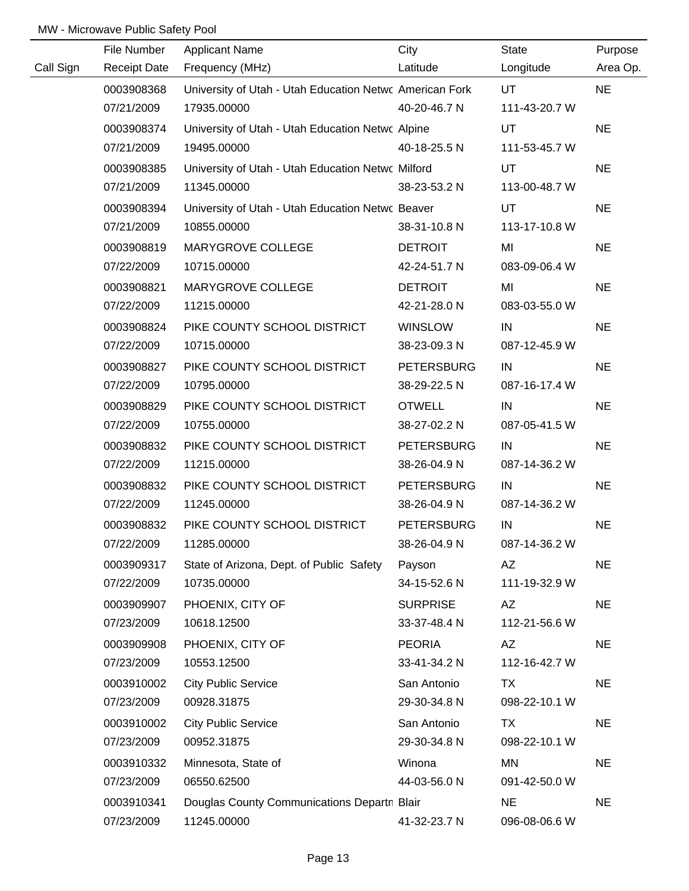MW - Microwave Public Safety Pool

| Call Sign | File Number | Applicant Name | City | State | Purpose |
|---|---|---|---|---|---|
| | Receipt Date | Frequency (MHz) | Latitude | Longitude | Area Op. |
| | 0003908368 | University of Utah - Utah Education Netwo | American Fork | UT | NE |
| | 07/21/2009 | 17935.00000 | 40-20-46.7 N | 111-43-20.7 W | |
| | 0003908374 | University of Utah - Utah Education Netwo | Alpine | UT | NE |
| | 07/21/2009 | 19495.00000 | 40-18-25.5 N | 111-53-45.7 W | |
| | 0003908385 | University of Utah - Utah Education Netwo | Milford | UT | NE |
| | 07/21/2009 | 11345.00000 | 38-23-53.2 N | 113-00-48.7 W | |
| | 0003908394 | University of Utah - Utah Education Netwo | Beaver | UT | NE |
| | 07/21/2009 | 10855.00000 | 38-31-10.8 N | 113-17-10.8 W | |
| | 0003908819 | MARYGROVE COLLEGE | DETROIT | MI | NE |
| | 07/22/2009 | 10715.00000 | 42-24-51.7 N | 083-09-06.4 W | |
| | 0003908821 | MARYGROVE COLLEGE | DETROIT | MI | NE |
| | 07/22/2009 | 11215.00000 | 42-21-28.0 N | 083-03-55.0 W | |
| | 0003908824 | PIKE COUNTY SCHOOL DISTRICT | WINSLOW | IN | NE |
| | 07/22/2009 | 10715.00000 | 38-23-09.3 N | 087-12-45.9 W | |
| | 0003908827 | PIKE COUNTY SCHOOL DISTRICT | PETERSBURG | IN | NE |
| | 07/22/2009 | 10795.00000 | 38-29-22.5 N | 087-16-17.4 W | |
| | 0003908829 | PIKE COUNTY SCHOOL DISTRICT | OTWELL | IN | NE |
| | 07/22/2009 | 10755.00000 | 38-27-02.2 N | 087-05-41.5 W | |
| | 0003908832 | PIKE COUNTY SCHOOL DISTRICT | PETERSBURG | IN | NE |
| | 07/22/2009 | 11215.00000 | 38-26-04.9 N | 087-14-36.2 W | |
| | 0003908832 | PIKE COUNTY SCHOOL DISTRICT | PETERSBURG | IN | NE |
| | 07/22/2009 | 11245.00000 | 38-26-04.9 N | 087-14-36.2 W | |
| | 0003908832 | PIKE COUNTY SCHOOL DISTRICT | PETERSBURG | IN | NE |
| | 07/22/2009 | 11285.00000 | 38-26-04.9 N | 087-14-36.2 W | |
| | 0003909317 | State of Arizona, Dept. of Public Safety | Payson | AZ | NE |
| | 07/22/2009 | 10735.00000 | 34-15-52.6 N | 111-19-32.9 W | |
| | 0003909907 | PHOENIX, CITY OF | SURPRISE | AZ | NE |
| | 07/23/2009 | 10618.12500 | 33-37-48.4 N | 112-21-56.6 W | |
| | 0003909908 | PHOENIX, CITY OF | PEORIA | AZ | NE |
| | 07/23/2009 | 10553.12500 | 33-41-34.2 N | 112-16-42.7 W | |
| | 0003910002 | City Public Service | San Antonio | TX | NE |
| | 07/23/2009 | 00928.31875 | 29-30-34.8 N | 098-22-10.1 W | |
| | 0003910002 | City Public Service | San Antonio | TX | NE |
| | 07/23/2009 | 00952.31875 | 29-30-34.8 N | 098-22-10.1 W | |
| | 0003910332 | Minnesota, State of | Winona | MN | NE |
| | 07/23/2009 | 06550.62500 | 44-03-56.0 N | 091-42-50.0 W | |
| | 0003910341 | Douglas County Communications Departn | Blair | NE | NE |
| | 07/23/2009 | 11245.00000 | 41-32-23.7 N | 096-08-06.6 W | |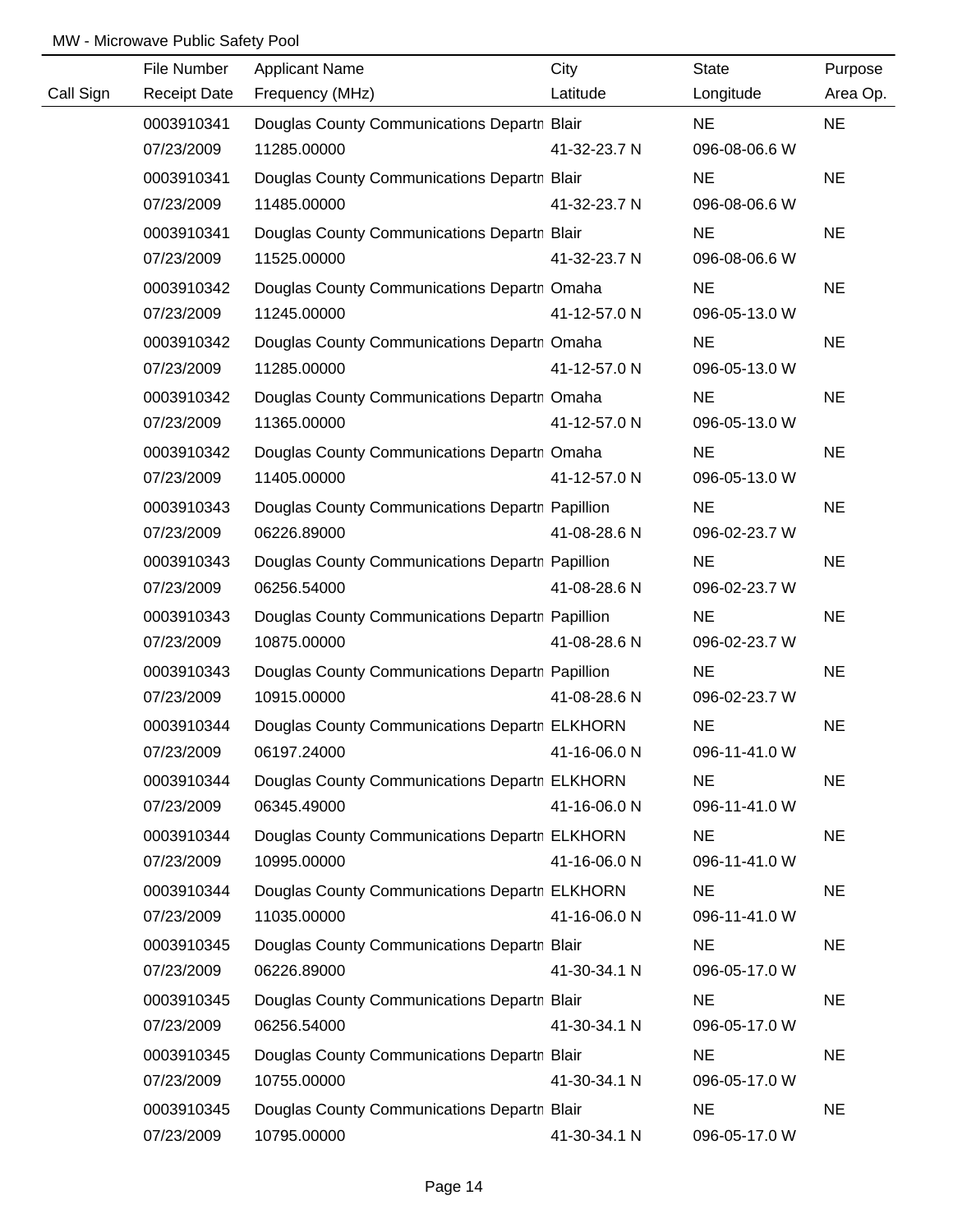MW - Microwave Public Safety Pool

| Call Sign | File Number<br>Receipt Date | Applicant Name<br>Frequency (MHz) | City<br>Latitude | State<br>Longitude | Purpose<br>Area Op. |
|---|---|---|---|---|---|
| | 0003910341<br>07/23/2009 | Douglas County Communications Departm<br>11285.00000 | Blair<br>41-32-23.7 N | NE<br>096-08-06.6 W | NE |
| | 0003910341<br>07/23/2009 | Douglas County Communications Departm<br>11485.00000 | Blair<br>41-32-23.7 N | NE<br>096-08-06.6 W | NE |
| | 0003910341<br>07/23/2009 | Douglas County Communications Departm<br>11525.00000 | Blair<br>41-32-23.7 N | NE<br>096-08-06.6 W | NE |
| | 0003910342<br>07/23/2009 | Douglas County Communications Departm<br>11245.00000 | Omaha<br>41-12-57.0 N | NE<br>096-05-13.0 W | NE |
| | 0003910342<br>07/23/2009 | Douglas County Communications Departm<br>11285.00000 | Omaha<br>41-12-57.0 N | NE<br>096-05-13.0 W | NE |
| | 0003910342<br>07/23/2009 | Douglas County Communications Departm<br>11365.00000 | Omaha<br>41-12-57.0 N | NE<br>096-05-13.0 W | NE |
| | 0003910342<br>07/23/2009 | Douglas County Communications Departm<br>11405.00000 | Omaha<br>41-12-57.0 N | NE<br>096-05-13.0 W | NE |
| | 0003910343<br>07/23/2009 | Douglas County Communications Departm<br>06226.89000 | Papillion<br>41-08-28.6 N | NE<br>096-02-23.7 W | NE |
| | 0003910343<br>07/23/2009 | Douglas County Communications Departm<br>06256.54000 | Papillion<br>41-08-28.6 N | NE<br>096-02-23.7 W | NE |
| | 0003910343<br>07/23/2009 | Douglas County Communications Departm<br>10875.00000 | Papillion<br>41-08-28.6 N | NE<br>096-02-23.7 W | NE |
| | 0003910343<br>07/23/2009 | Douglas County Communications Departm<br>10915.00000 | Papillion<br>41-08-28.6 N | NE<br>096-02-23.7 W | NE |
| | 0003910344<br>07/23/2009 | Douglas County Communications Departm<br>06197.24000 | ELKHORN<br>41-16-06.0 N | NE<br>096-11-41.0 W | NE |
| | 0003910344<br>07/23/2009 | Douglas County Communications Departm<br>06345.49000 | ELKHORN<br>41-16-06.0 N | NE<br>096-11-41.0 W | NE |
| | 0003910344<br>07/23/2009 | Douglas County Communications Departm<br>10995.00000 | ELKHORN<br>41-16-06.0 N | NE<br>096-11-41.0 W | NE |
| | 0003910344<br>07/23/2009 | Douglas County Communications Departm<br>11035.00000 | ELKHORN<br>41-16-06.0 N | NE<br>096-11-41.0 W | NE |
| | 0003910345<br>07/23/2009 | Douglas County Communications Departm<br>06226.89000 | Blair<br>41-30-34.1 N | NE<br>096-05-17.0 W | NE |
| | 0003910345<br>07/23/2009 | Douglas County Communications Departm<br>06256.54000 | Blair<br>41-30-34.1 N | NE<br>096-05-17.0 W | NE |
| | 0003910345<br>07/23/2009 | Douglas County Communications Departm<br>10755.00000 | Blair<br>41-30-34.1 N | NE<br>096-05-17.0 W | NE |
| | 0003910345<br>07/23/2009 | Douglas County Communications Departm<br>10795.00000 | Blair<br>41-30-34.1 N | NE<br>096-05-17.0 W | NE |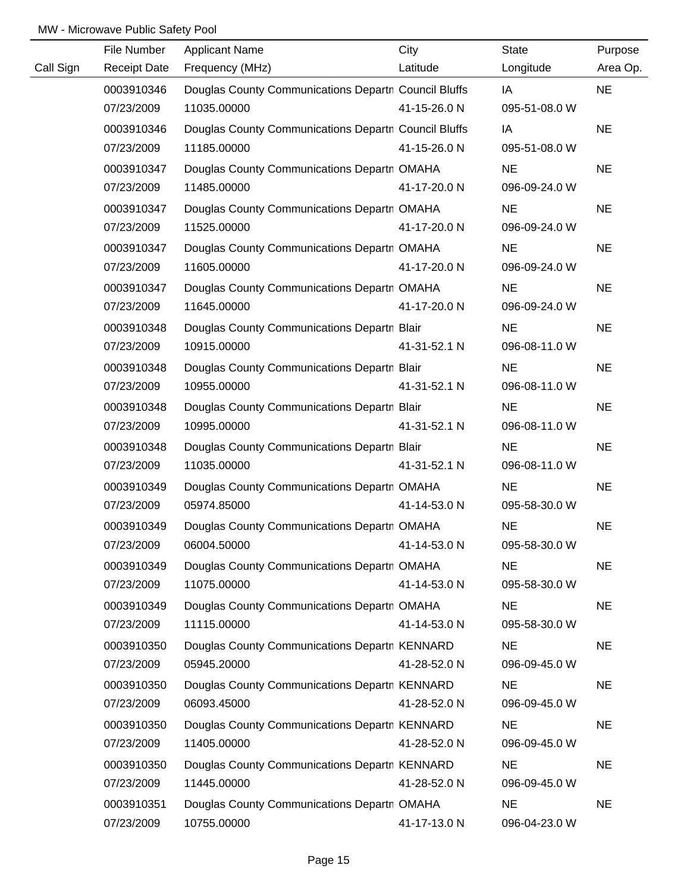MW - Microwave Public Safety Pool

| Call Sign | File Number / Receipt Date | Applicant Name / Frequency (MHz) | City / Latitude | State / Longitude | Purpose / Area Op. |
|---|---|---|---|---|---|
| | 0003910346 | Douglas County Communications Departm | Council Bluffs | IA | NE |
| | 07/23/2009 | 11035.00000 | 41-15-26.0 N | 095-51-08.0 W | |
| | 0003910346 | Douglas County Communications Departm | Council Bluffs | IA | NE |
| | 07/23/2009 | 11185.00000 | 41-15-26.0 N | 095-51-08.0 W | |
| | 0003910347 | Douglas County Communications Departm | OMAHA | NE | NE |
| | 07/23/2009 | 11485.00000 | 41-17-20.0 N | 096-09-24.0 W | |
| | 0003910347 | Douglas County Communications Departm | OMAHA | NE | NE |
| | 07/23/2009 | 11525.00000 | 41-17-20.0 N | 096-09-24.0 W | |
| | 0003910347 | Douglas County Communications Departm | OMAHA | NE | NE |
| | 07/23/2009 | 11605.00000 | 41-17-20.0 N | 096-09-24.0 W | |
| | 0003910347 | Douglas County Communications Departm | OMAHA | NE | NE |
| | 07/23/2009 | 11645.00000 | 41-17-20.0 N | 096-09-24.0 W | |
| | 0003910348 | Douglas County Communications Departm | Blair | NE | NE |
| | 07/23/2009 | 10915.00000 | 41-31-52.1 N | 096-08-11.0 W | |
| | 0003910348 | Douglas County Communications Departm | Blair | NE | NE |
| | 07/23/2009 | 10955.00000 | 41-31-52.1 N | 096-08-11.0 W | |
| | 0003910348 | Douglas County Communications Departm | Blair | NE | NE |
| | 07/23/2009 | 10995.00000 | 41-31-52.1 N | 096-08-11.0 W | |
| | 0003910348 | Douglas County Communications Departm | Blair | NE | NE |
| | 07/23/2009 | 11035.00000 | 41-31-52.1 N | 096-08-11.0 W | |
| | 0003910349 | Douglas County Communications Departm | OMAHA | NE | NE |
| | 07/23/2009 | 05974.85000 | 41-14-53.0 N | 095-58-30.0 W | |
| | 0003910349 | Douglas County Communications Departm | OMAHA | NE | NE |
| | 07/23/2009 | 06004.50000 | 41-14-53.0 N | 095-58-30.0 W | |
| | 0003910349 | Douglas County Communications Departm | OMAHA | NE | NE |
| | 07/23/2009 | 11075.00000 | 41-14-53.0 N | 095-58-30.0 W | |
| | 0003910349 | Douglas County Communications Departm | OMAHA | NE | NE |
| | 07/23/2009 | 11115.00000 | 41-14-53.0 N | 095-58-30.0 W | |
| | 0003910350 | Douglas County Communications Departm | KENNARD | NE | NE |
| | 07/23/2009 | 05945.20000 | 41-28-52.0 N | 096-09-45.0 W | |
| | 0003910350 | Douglas County Communications Departm | KENNARD | NE | NE |
| | 07/23/2009 | 06093.45000 | 41-28-52.0 N | 096-09-45.0 W | |
| | 0003910350 | Douglas County Communications Departm | KENNARD | NE | NE |
| | 07/23/2009 | 11405.00000 | 41-28-52.0 N | 096-09-45.0 W | |
| | 0003910350 | Douglas County Communications Departm | KENNARD | NE | NE |
| | 07/23/2009 | 11445.00000 | 41-28-52.0 N | 096-09-45.0 W | |
| | 0003910351 | Douglas County Communications Departm | OMAHA | NE | NE |
| | 07/23/2009 | 10755.00000 | 41-17-13.0 N | 096-04-23.0 W | |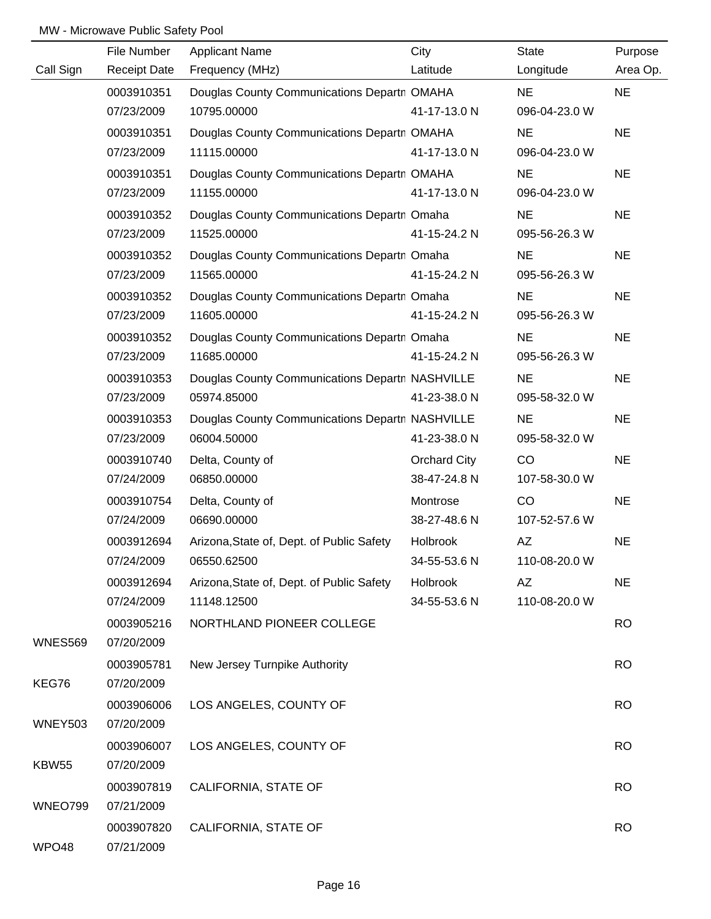MW - Microwave Public Safety Pool

| Call Sign | File Number / Receipt Date | Applicant Name / Frequency (MHz) | City / Latitude | State / Longitude | Purpose / Area Op. |
|---|---|---|---|---|---|
| | 0003910351 | Douglas County Communications Departn | OMAHA | NE | NE |
| | 07/23/2009 | 10795.00000 | 41-17-13.0 N | 096-04-23.0 W | |
| | 0003910351 | Douglas County Communications Departn | OMAHA | NE | NE |
| | 07/23/2009 | 11115.00000 | 41-17-13.0 N | 096-04-23.0 W | |
| | 0003910351 | Douglas County Communications Departn | OMAHA | NE | NE |
| | 07/23/2009 | 11155.00000 | 41-17-13.0 N | 096-04-23.0 W | |
| | 0003910352 | Douglas County Communications Departn | Omaha | NE | NE |
| | 07/23/2009 | 11525.00000 | 41-15-24.2 N | 095-56-26.3 W | |
| | 0003910352 | Douglas County Communications Departn | Omaha | NE | NE |
| | 07/23/2009 | 11565.00000 | 41-15-24.2 N | 095-56-26.3 W | |
| | 0003910352 | Douglas County Communications Departn | Omaha | NE | NE |
| | 07/23/2009 | 11605.00000 | 41-15-24.2 N | 095-56-26.3 W | |
| | 0003910352 | Douglas County Communications Departn | Omaha | NE | NE |
| | 07/23/2009 | 11685.00000 | 41-15-24.2 N | 095-56-26.3 W | |
| | 0003910353 | Douglas County Communications Departn | NASHVILLE | NE | NE |
| | 07/23/2009 | 05974.85000 | 41-23-38.0 N | 095-58-32.0 W | |
| | 0003910353 | Douglas County Communications Departn | NASHVILLE | NE | NE |
| | 07/23/2009 | 06004.50000 | 41-23-38.0 N | 095-58-32.0 W | |
| | 0003910740 | Delta, County of | Orchard City | CO | NE |
| | 07/24/2009 | 06850.00000 | 38-47-24.8 N | 107-58-30.0 W | |
| | 0003910754 | Delta, County of | Montrose | CO | NE |
| | 07/24/2009 | 06690.00000 | 38-27-48.6 N | 107-52-57.6 W | |
| | 0003912694 | Arizona,State of, Dept. of Public Safety | Holbrook | AZ | NE |
| | 07/24/2009 | 06550.62500 | 34-55-53.6 N | 110-08-20.0 W | |
| | 0003912694 | Arizona,State of, Dept. of Public Safety | Holbrook | AZ | NE |
| | 07/24/2009 | 11148.12500 | 34-55-53.6 N | 110-08-20.0 W | |
| | 0003905216 | NORTHLAND PIONEER COLLEGE | | | RO |
| WNES569 | 07/20/2009 | | | | |
| | 0003905781 | New Jersey Turnpike Authority | | | RO |
| KEG76 | 07/20/2009 | | | | |
| | 0003906006 | LOS ANGELES, COUNTY OF | | | RO |
| WNEY503 | 07/20/2009 | | | | |
| | 0003906007 | LOS ANGELES, COUNTY OF | | | RO |
| KBW55 | 07/20/2009 | | | | |
| | 0003907819 | CALIFORNIA, STATE OF | | | RO |
| WNEO799 | 07/21/2009 | | | | |
| | 0003907820 | CALIFORNIA, STATE OF | | | RO |
| WPO48 | 07/21/2009 | | | | |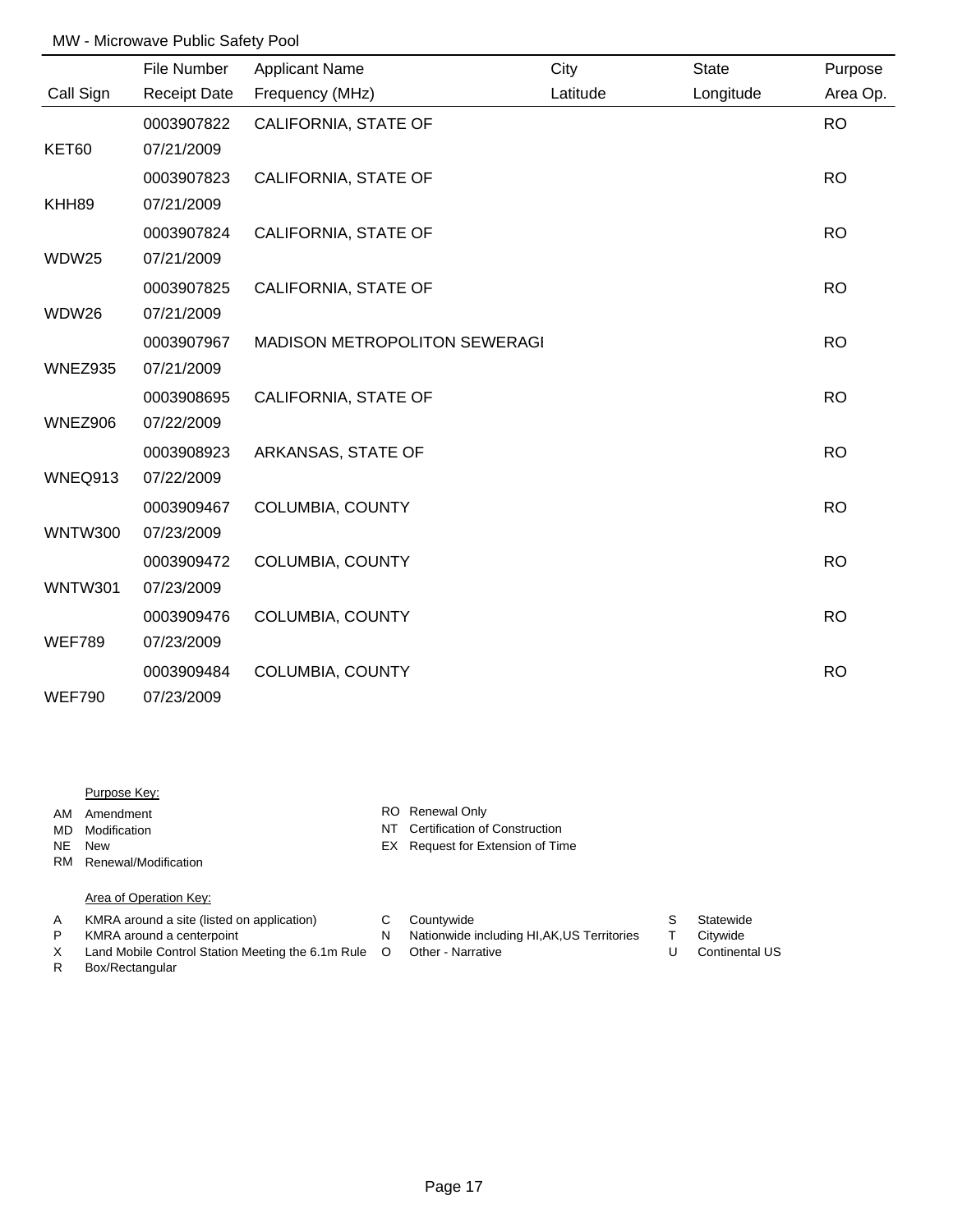MW - Microwave Public Safety Pool

| Call Sign | File Number / Receipt Date | Applicant Name / Frequency (MHz) | City / Latitude | State / Longitude | Purpose / Area Op. |
|---|---|---|---|---|---|
| KET60 | 0003907822 / 07/21/2009 | CALIFORNIA, STATE OF | | | RO |
| KHH89 | 0003907823 / 07/21/2009 | CALIFORNIA, STATE OF | | | RO |
| WDW25 | 0003907824 / 07/21/2009 | CALIFORNIA, STATE OF | | | RO |
| WDW26 | 0003907825 / 07/21/2009 | CALIFORNIA, STATE OF | | | RO |
| WNEZ935 | 0003907967 / 07/21/2009 | MADISON METROPOLITON SEWERAGI | | | RO |
| WNEZ906 | 0003908695 / 07/22/2009 | CALIFORNIA, STATE OF | | | RO |
| WNEQ913 | 0003908923 / 07/22/2009 | ARKANSAS, STATE OF | | | RO |
| WNTW300 | 0003909467 / 07/23/2009 | COLUMBIA, COUNTY | | | RO |
| WNTW301 | 0003909472 / 07/23/2009 | COLUMBIA, COUNTY | | | RO |
| WEF789 | 0003909476 / 07/23/2009 | COLUMBIA, COUNTY | | | RO |
| WEF790 | 0003909484 / 07/23/2009 | COLUMBIA, COUNTY | | | RO |

Purpose Key:

- AM Amendment
- MD Modification
- NE New
- RM Renewal/Modification
- RO Renewal Only
- NT Certification of Construction
- EX Request for Extension of Time

Area of Operation Key:

- A KMRA around a site (listed on application)
- P KMRA around a centerpoint
- X Land Mobile Control Station Meeting the 6.1m Rule
- R Box/Rectangular
- C Countywide
- N Nationwide including HI,AK,US Territories
- O Other - Narrative
- S Statewide
- T Citywide
- U Continental US